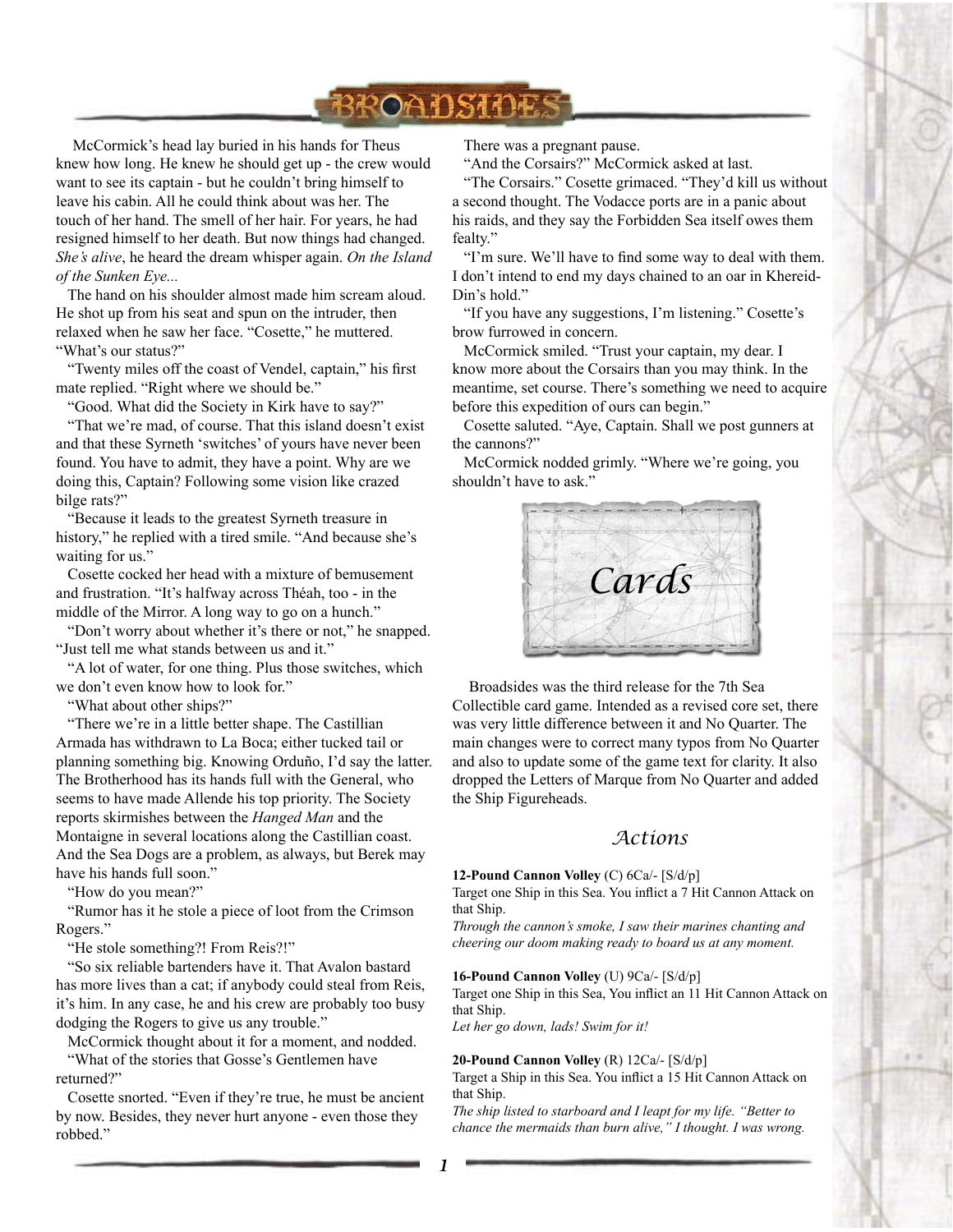McCormick's head lay buried in his hands for Theus knew how long. He knew he should get up - the crew would want to see its captain - but he couldn't bring himself to leave his cabin. All he could think about was her. The touch of her hand. The smell of her hair. For years, he had resigned himself to her death. But now things had changed. *She's alive*, he heard the dream whisper again. *On the Island of the Sunken Eye...*

The hand on his shoulder almost made him scream aloud. He shot up from his seat and spun on the intruder, then relaxed when he saw her face. "Cosette," he muttered. "What's our status?"

"Twenty miles off the coast of Vendel, captain," his first mate replied. "Right where we should be."

"Good. What did the Society in Kirk have to say?"

"That we're mad, of course. That this island doesn't exist and that these Syrneth 'switches' of yours have never been found. You have to admit, they have a point. Why are we doing this, Captain? Following some vision like crazed bilge rats?"

"Because it leads to the greatest Syrneth treasure in history," he replied with a tired smile. "And because she's waiting for us."

Cosette cocked her head with a mixture of bemusement and frustration. "It's halfway across Théah, too - in the middle of the Mirror. A long way to go on a hunch."

"Don't worry about whether it's there or not," he snapped. "Just tell me what stands between us and it."

"A lot of water, for one thing. Plus those switches, which we don't even know how to look for."

"What about other ships?"

"There we're in a little better shape. The Castillian Armada has withdrawn to La Boca; either tucked tail or planning something big. Knowing Orduño, I'd say the latter. The Brotherhood has its hands full with the General, who seems to have made Allende his top priority. The Society reports skirmishes between the *Hanged Man* and the Montaigne in several locations along the Castillian coast. And the Sea Dogs are a problem, as always, but Berek may have his hands full soon."

"How do you mean?"

"Rumor has it he stole a piece of loot from the Crimson Rogers."

"He stole something?! From Reis?!"

"So six reliable bartenders have it. That Avalon bastard has more lives than a cat; if anybody could steal from Reis, it's him. In any case, he and his crew are probably too busy dodging the Rogers to give us any trouble."

McCormick thought about it for a moment, and nodded. "What of the stories that Gosse's Gentlemen have returned?"

Cosette snorted. "Even if they're true, he must be ancient by now. Besides, they never hurt anyone - even those they robbed."

There was a pregnant pause.

"And the Corsairs?" McCormick asked at last.

"The Corsairs." Cosette grimaced. "They'd kill us without a second thought. The Vodacce ports are in a panic about his raids, and they say the Forbidden Sea itself owes them fealty."

"I'm sure. We'll have to find some way to deal with them. I don't intend to end my days chained to an oar in Khereid-Din's hold."

"If you have any suggestions, I'm listening." Cosette's brow furrowed in concern.

McCormick smiled. "Trust your captain, my dear. I know more about the Corsairs than you may think. In the meantime, set course. There's something we need to acquire before this expedition of ours can begin."

Cosette saluted. "Aye, Captain. Shall we post gunners at the cannons?"

McCormick nodded grimly. "Where we're going, you shouldn't have to ask."

# Cards

Broadsides was the third release for the 7th Sea Collectible card game. Intended as a revised core set, there was very little difference between it and No Quarter. The main changes were to correct many typos from No Quarter and also to update some of the game text for clarity. It also dropped the Letters of Marque from No Quarter and added the Ship Figureheads.

## Actions

**12-Pound Cannon Volley** (C) 6Ca/- [S/d/p]
Target one Ship in this Sea. You inflict a 7 Hit Cannon Attack on that Ship.
*Through the cannon's smoke, I saw their marines chanting and cheering our doom making ready to board us at any moment.*

**16-Pound Cannon Volley** (U) 9Ca/- [S/d/p]
Target one Ship in this Sea, You inflict an 11 Hit Cannon Attack on that Ship.
*Let her go down, lads! Swim for it!*

**20-Pound Cannon Volley** (R) 12Ca/- [S/d/p]
Target a Ship in this Sea. You inflict a 15 Hit Cannon Attack on that Ship.
*The ship listed to starboard and I leapt for my life. "Better to chance the mermaids than burn alive," I thought. I was wrong.*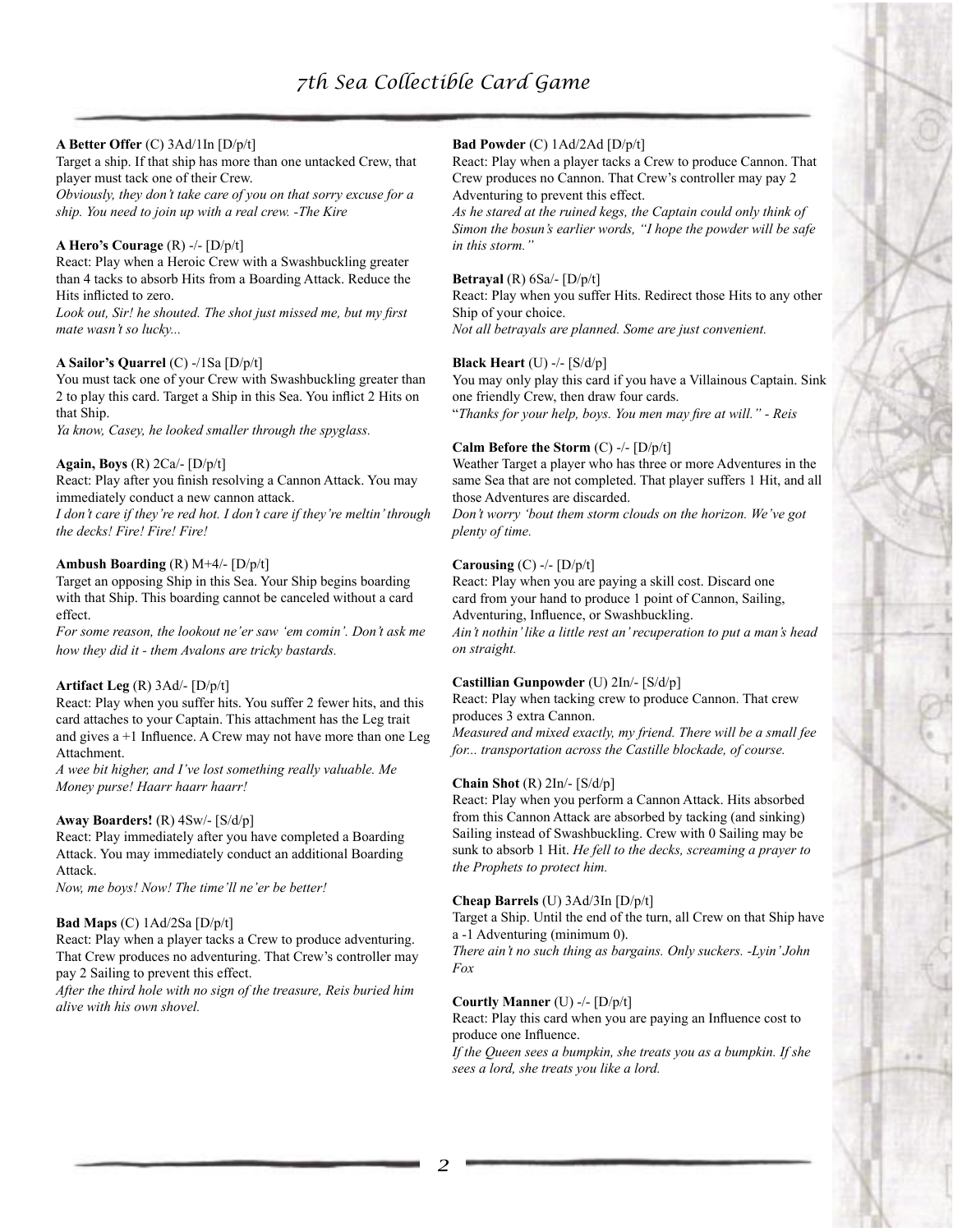**A Better Offer** (C) 3Ad/1In [D/p/t]
Target a ship. If that ship has more than one untacked Crew, that player must tack one of their Crew.
*Obviously, they don't take care of you on that sorry excuse for a ship. You need to join up with a real crew. -The Kire*

**A Hero's Courage** (R) -/- [D/p/t]
React: Play when a Heroic Crew with a Swashbuckling greater than 4 tacks to absorb Hits from a Boarding Attack. Reduce the Hits inflicted to zero.
*Look out, Sir! he shouted. The shot just missed me, but my first mate wasn't so lucky...*

**A Sailor's Quarrel** (C) -/1Sa [D/p/t]
You must tack one of your Crew with Swashbuckling greater than 2 to play this card. Target a Ship in this Sea. You inflict 2 Hits on that Ship.
*Ya know, Casey, he looked smaller through the spyglass.*

**Again, Boys** (R) 2Ca/- [D/p/t]
React: Play after you finish resolving a Cannon Attack. You may immediately conduct a new cannon attack.
*I don't care if they're red hot. I don't care if they're meltin' through the decks! Fire! Fire! Fire!*

**Ambush Boarding** (R) M+4/- [D/p/t]
Target an opposing Ship in this Sea. Your Ship begins boarding with that Ship. This boarding cannot be canceled without a card effect.
*For some reason, the lookout ne'er saw 'em comin'. Don't ask me how they did it - them Avalons are tricky bastards.*

**Artifact Leg** (R) 3Ad/- [D/p/t]
React: Play when you suffer hits. You suffer 2 fewer hits, and this card attaches to your Captain. This attachment has the Leg trait and gives a +1 Influence. A Crew may not have more than one Leg Attachment.
*A wee bit higher, and I've lost something really valuable. Me Money purse! Haarr haarr haarr!*

**Away Boarders!** (R) 4Sw/- [S/d/p]
React: Play immediately after you have completed a Boarding Attack. You may immediately conduct an additional Boarding Attack.
*Now, me boys! Now! The time'll ne'er be better!*

**Bad Maps** (C) 1Ad/2Sa [D/p/t]
React: Play when a player tacks a Crew to produce adventuring. That Crew produces no adventuring. That Crew's controller may pay 2 Sailing to prevent this effect.
*After the third hole with no sign of the treasure, Reis buried him alive with his own shovel.*

**Bad Powder** (C) 1Ad/2Ad [D/p/t]
React: Play when a player tacks a Crew to produce Cannon. That Crew produces no Cannon. That Crew's controller may pay 2 Adventuring to prevent this effect.
*As he stared at the ruined kegs, the Captain could only think of Simon the bosun's earlier words, "I hope the powder will be safe in this storm."*

**Betrayal** (R) 6Sa/- [D/p/t]
React: Play when you suffer Hits. Redirect those Hits to any other Ship of your choice.
*Not all betrayals are planned. Some are just convenient.*

**Black Heart** (U) -/- [S/d/p]
You may only play this card if you have a Villainous Captain. Sink one friendly Crew, then draw four cards.
"*Thanks for your help, boys. You men may fire at will." - Reis*

**Calm Before the Storm** (C) -/- [D/p/t]
Weather Target a player who has three or more Adventures in the same Sea that are not completed. That player suffers 1 Hit, and all those Adventures are discarded.
*Don't worry 'bout them storm clouds on the horizon. We've got plenty of time.*

**Carousing** (C) -/- [D/p/t]
React: Play when you are paying a skill cost. Discard one card from your hand to produce 1 point of Cannon, Sailing, Adventuring, Influence, or Swashbuckling.
*Ain't nothin' like a little rest an' recuperation to put a man's head on straight.*

**Castillian Gunpowder** (U) 2In/- [S/d/p]
React: Play when tacking crew to produce Cannon. That crew produces 3 extra Cannon.
*Measured and mixed exactly, my friend. There will be a small fee for... transportation across the Castille blockade, of course.*

**Chain Shot** (R) 2In/- [S/d/p]
React: Play when you perform a Cannon Attack. Hits absorbed from this Cannon Attack are absorbed by tacking (and sinking) Sailing instead of Swashbuckling. Crew with 0 Sailing may be sunk to absorb 1 Hit. *He fell to the decks, screaming a prayer to the Prophets to protect him.*

**Cheap Barrels** (U) 3Ad/3In [D/p/t]
Target a Ship. Until the end of the turn, all Crew on that Ship have a -1 Adventuring (minimum 0).
*There ain't no such thing as bargains. Only suckers. -Lyin' John Fox*

**Courtly Manner** (U) -/- [D/p/t]
React: Play this card when you are paying an Influence cost to produce one Influence.
*If the Queen sees a bumpkin, she treats you as a bumpkin. If she sees a lord, she treats you like a lord.*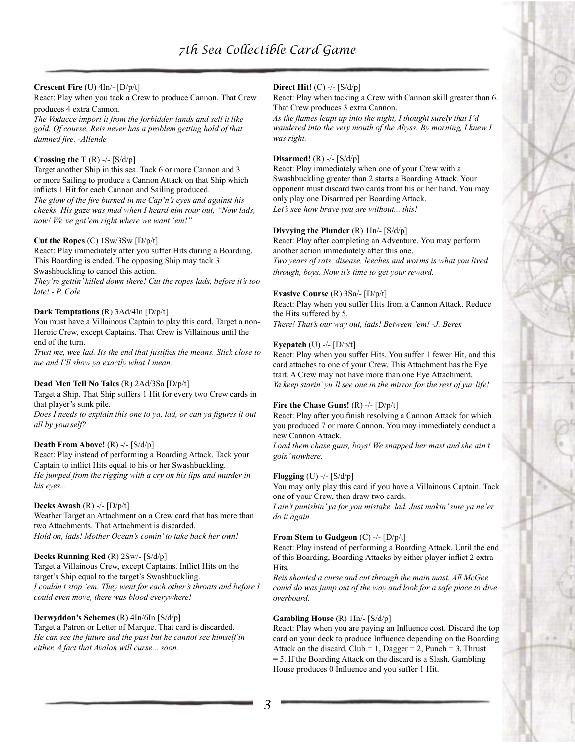**Crescent Fire** (U) 4In/- [D/p/t]
React: Play when you tack a Crew to produce Cannon. That Crew produces 4 extra Cannon.
*The Vodacce import it from the forbidden lands and sell it like gold. Of course, Reis never has a problem getting hold of that damned fire. -Allende*

**Crossing the T** (R) -/- [S/d/p]
Target another Ship in this sea. Tack 6 or more Cannon and 3 or more Sailing to produce a Cannon Attack on that Ship which inflicts 1 Hit for each Cannon and Sailing produced.
*The glow of the fire burned in me Cap'n's eyes and against his cheeks. His gaze was mad when I heard him roar out, "Now lads, now! We've got'em right where we want 'em!"*

**Cut the Ropes** (C) 1Sw/3Sw [D/p/t]
React: Play immediately after you suffer Hits during a Boarding. This Boarding is ended. The opposing Ship may tack 3 Swashbuckling to cancel this action.
*They're gettin' killed down there! Cut the ropes lads, before it's too late! - P. Cole*

**Dark Temptations** (R) 3Ad/4In [D/p/t]
You must have a Villainous Captain to play this card. Target a non-Heroic Crew, except Captains. That Crew is Villainous until the end of the turn.
*Trust me, wee lad. Its the end that justifies the means. Stick close to me and I'll show ya exactly what I mean.*

**Dead Men Tell No Tales** (R) 2Ad/3Sa [D/p/t]
Target a Ship. That Ship suffers 1 Hit for every two Crew cards in that player's sunk pile.
*Does I needs to explain this one to ya, lad, or can ya figures it out all by yourself?*

**Death From Above!** (R) -/- [S/d/p]
React: Play instead of performing a Boarding Attack. Tack your Captain to inflict Hits equal to his or her Swashbuckling.
*He jumped from the rigging with a cry on his lips and murder in his eyes...*

**Decks Awash** (R) -/- [D/p/t]
Weather Target an Attachment on a Crew card that has more than two Attachments. That Attachment is discarded.
*Hold on, lads! Mother Ocean's comin' to take back her own!*

**Decks Running Red** (R) 2Sw/- [S/d/p]
Target a Villainous Crew, except Captains. Inflict Hits on the target's Ship equal to the target's Swashbuckling.
*I couldn't stop 'em. They went for each other's throats and before I could even move, there was blood everywhere!*

**Derwyddon's Schemes** (R) 4In/6In [S/d/p]
Target a Patron or Letter of Marque. That card is discarded.
*He can see the future and the past but he cannot see himself in either. A fact that Avalon will curse... soon.*

**Direct Hit!** (C) -/- [S/d/p]
React: Play when tacking a Crew with Cannon skill greater than 6. That Crew produces 3 extra Cannon.
*As the flames leapt up into the night, I thought surely that I'd wandered into the very mouth of the Abyss. By morning, I knew I was right.*

**Disarmed!** (R) -/- [S/d/p]
React: Play immediately when one of your Crew with a Swashbuckling greater than 2 starts a Boarding Attack. Your opponent must discard two cards from his or her hand. You may only play one Disarmed per Boarding Attack.
*Let's see how brave you are without... this!*

**Divvying the Plunder** (R) 1In/- [S/d/p]
React: Play after completing an Adventure. You may perform another action immediately after this one.
*Two years of rats, disease, leeches and worms is what you lived through, boys. Now it's time to get your reward.*

**Evasive Course** (R) 3Sa/- [D/p/t]
React: Play when you suffer Hits from a Cannon Attack. Reduce the Hits suffered by 5.
*There! That's our way out, lads! Between 'em! -J. Berek*

**Eyepatch** (U) -/- [D/p/t]
React: Play when you suffer Hits. You suffer 1 fewer Hit, and this card attaches to one of your Crew. This Attachment has the Eye trait. A Crew may not have more than one Eye Attachment.
*Ya keep starin' yu'll see one in the mirror for the rest of yur life!*

**Fire the Chase Guns!** (R) -/- [D/p/t]
React: Play after you finish resolving a Cannon Attack for which you produced 7 or more Cannon. You may immediately conduct a new Cannon Attack.
*Load them chase guns, boys! We snapped her mast and she ain't goin' nowhere.*

**Flogging** (U) -/- [S/d/p]
You may only play this card if you have a Villainous Captain. Tack one of your Crew, then draw two cards.
*I ain't punishin' ya for you mistake, lad. Just makin' sure ya ne'er do it again.*

**From Stem to Gudgeon** (C) -/- [D/p/t]
React: Play instead of performing a Boarding Attack. Until the end of this Boarding, Boarding Attacks by either player inflict 2 extra Hits.
*Reis shouted a curse and cut through the main mast. All McGee could do was jump out of the way and look for a safe place to dive overboard.*

**Gambling House** (R) 1In/- [S/d/p]
React: Play when you are paying an Influence cost. Discard the top card on your deck to produce Influence depending on the Boarding Attack on the discard. Club = 1, Dagger = 2, Punch = 3, Thrust = 5. If the Boarding Attack on the discard is a Slash, Gambling House produces 0 Influence and you suffer 1 Hit.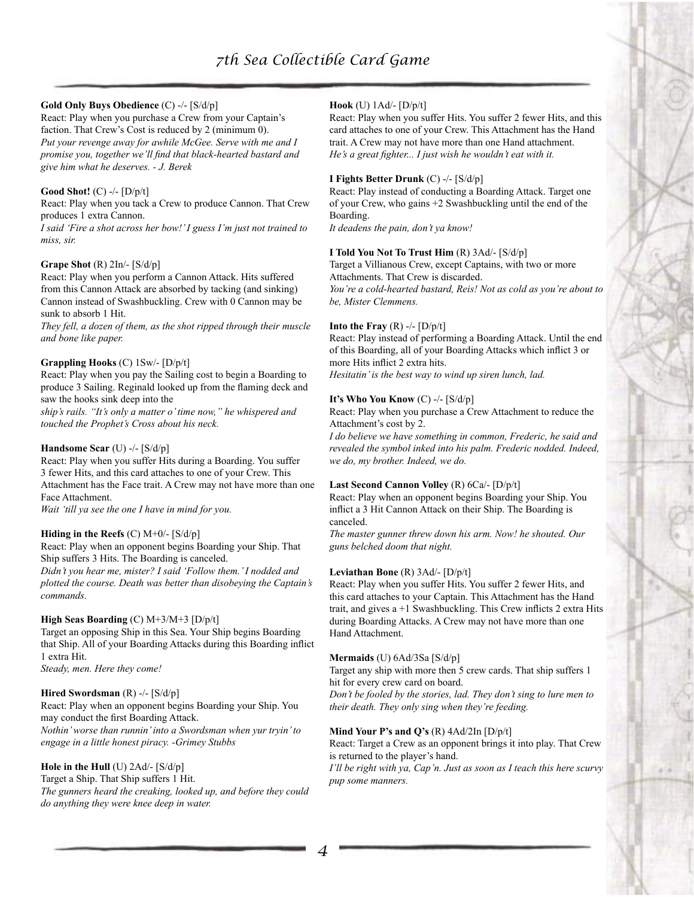**Gold Only Buys Obedience** (C) -/- [S/d/p]
React: Play when you purchase a Crew from your Captain's faction. That Crew's Cost is reduced by 2 (minimum 0).
*Put your revenge away for awhile McGee. Serve with me and I promise you, together we'll find that black-hearted bastard and give him what he deserves. - J. Berek*

**Good Shot!** (C) -/- [D/p/t]
React: Play when you tack a Crew to produce Cannon. That Crew produces 1 extra Cannon.
*I said 'Fire a shot across her bow!' I guess I'm just not trained to miss, sir.*

**Grape Shot** (R) 2In/- [S/d/p]
React: Play when you perform a Cannon Attack. Hits suffered from this Cannon Attack are absorbed by tacking (and sinking) Cannon instead of Swashbuckling. Crew with 0 Cannon may be sunk to absorb 1 Hit.
*They fell, a dozen of them, as the shot ripped through their muscle and bone like paper.*

**Grappling Hooks** (C) 1Sw/- [D/p/t]
React: Play when you pay the Sailing cost to begin a Boarding to produce 3 Sailing. Reginald looked up from the flaming deck and saw the hooks sink deep into the
*ship's rails. "It's only a matter o' time now," he whispered and touched the Prophet's Cross about his neck.*

**Handsome Scar** (U) -/- [S/d/p]
React: Play when you suffer Hits during a Boarding. You suffer 3 fewer Hits, and this card attaches to one of your Crew. This Attachment has the Face trait. A Crew may not have more than one Face Attachment.
*Wait 'till ya see the one I have in mind for you.*

**Hiding in the Reefs** (C) M+0/- [S/d/p]
React: Play when an opponent begins Boarding your Ship. That Ship suffers 3 Hits. The Boarding is canceled.
*Didn't you hear me, mister? I said 'Follow them.' I nodded and plotted the course. Death was better than disobeying the Captain's commands.*

**High Seas Boarding** (C) M+3/M+3 [D/p/t]
Target an opposing Ship in this Sea. Your Ship begins Boarding that Ship. All of your Boarding Attacks during this Boarding inflict 1 extra Hit.
*Steady, men. Here they come!*

**Hired Swordsman** (R) -/- [S/d/p]
React: Play when an opponent begins Boarding your Ship. You may conduct the first Boarding Attack.
*Nothin' worse than runnin' into a Swordsman when yur tryin' to engage in a little honest piracy. -Grimey Stubbs*

**Hole in the Hull** (U) 2Ad/- [S/d/p]
Target a Ship. That Ship suffers 1 Hit.
*The gunners heard the creaking, looked up, and before they could do anything they were knee deep in water.*

**Hook** (U) 1Ad/- [D/p/t]
React: Play when you suffer Hits. You suffer 2 fewer Hits, and this card attaches to one of your Crew. This Attachment has the Hand trait. A Crew may not have more than one Hand attachment.
*He's a great fighter... I just wish he wouldn't eat with it.*

**I Fights Better Drunk** (C) -/- [S/d/p]
React: Play instead of conducting a Boarding Attack. Target one of your Crew, who gains +2 Swashbuckling until the end of the Boarding.
*It deadens the pain, don't ya know!*

**I Told You Not To Trust Him** (R) 3Ad/- [S/d/p]
Target a Villianous Crew, except Captains, with two or more Attachments. That Crew is discarded.
*You're a cold-hearted bastard, Reis! Not as cold as you're about to be, Mister Clemmens.*

**Into the Fray** (R) -/- [D/p/t]
React: Play instead of performing a Boarding Attack. Until the end of this Boarding, all of your Boarding Attacks which inflict 3 or more Hits inflict 2 extra hits.
*Hesitatin' is the best way to wind up siren lunch, lad.*

**It's Who You Know** (C) -/- [S/d/p]
React: Play when you purchase a Crew Attachment to reduce the Attachment's cost by 2.
*I do believe we have something in common, Frederic, he said and revealed the symbol inked into his palm. Frederic nodded. Indeed, we do, my brother. Indeed, we do.*

**Last Second Cannon Volley** (R) 6Ca/- [D/p/t]
React: Play when an opponent begins Boarding your Ship. You inflict a 3 Hit Cannon Attack on their Ship. The Boarding is canceled.
*The master gunner threw down his arm. Now! he shouted. Our guns belched doom that night.*

**Leviathan Bone** (R) 3Ad/- [D/p/t]
React: Play when you suffer Hits. You suffer 2 fewer Hits, and this card attaches to your Captain. This Attachment has the Hand trait, and gives a +1 Swashbuckling. This Crew inflicts 2 extra Hits during Boarding Attacks. A Crew may not have more than one Hand Attachment.

**Mermaids** (U) 6Ad/3Sa [S/d/p]
Target any ship with more then 5 crew cards. That ship suffers 1 hit for every crew card on board.
*Don't be fooled by the stories, lad. They don't sing to lure men to their death. They only sing when they're feeding.*

**Mind Your P's and Q's** (R) 4Ad/2In [D/p/t]
React: Target a Crew as an opponent brings it into play. That Crew is returned to the player's hand.
*I'll be right with ya, Cap'n. Just as soon as I teach this here scurvy pup some manners.*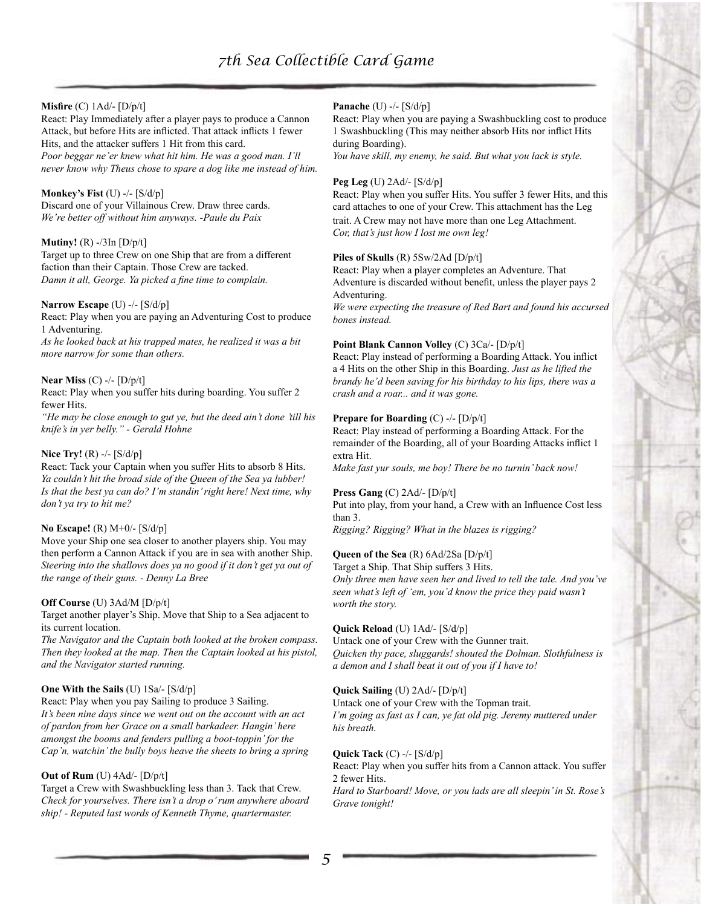**Misfire** (C) 1Ad/- [D/p/t]
React: Play Immediately after a player pays to produce a Cannon Attack, but before Hits are inflicted. That attack inflicts 1 fewer Hits, and the attacker suffers 1 Hit from this card.
*Poor beggar ne'er knew what hit him. He was a good man. I'll never know why Theus chose to spare a dog like me instead of him.*

**Monkey's Fist** (U) -/- [S/d/p]
Discard one of your Villainous Crew. Draw three cards.
*We're better off without him anyways. -Paule du Paix*

**Mutiny!** (R) -/3In [D/p/t]
Target up to three Crew on one Ship that are from a different faction than their Captain. Those Crew are tacked.
*Damn it all, George. Ya picked a fine time to complain.*

**Narrow Escape** (U) -/- [S/d/p]
React: Play when you are paying an Adventuring Cost to produce 1 Adventuring.
*As he looked back at his trapped mates, he realized it was a bit more narrow for some than others.*

**Near Miss** (C) -/- [D/p/t]
React: Play when you suffer hits during boarding. You suffer 2 fewer Hits.
*"He may be close enough to gut ye, but the deed ain't done 'till his knife's in yer belly." - Gerald Hohne*

**Nice Try!** (R) -/- [S/d/p]
React: Tack your Captain when you suffer Hits to absorb 8 Hits.
*Ya couldn't hit the broad side of the Queen of the Sea ya lubber! Is that the best ya can do? I'm standin' right here! Next time, why don't ya try to hit me?*

**No Escape!** (R) M+0/- [S/d/p]
Move your Ship one sea closer to another players ship. You may then perform a Cannon Attack if you are in sea with another Ship.
*Steering into the shallows does ya no good if it don't get ya out of the range of their guns. - Denny La Bree*

**Off Course** (U) 3Ad/M [D/p/t]
Target another player's Ship. Move that Ship to a Sea adjacent to its current location.
*The Navigator and the Captain both looked at the broken compass. Then they looked at the map. Then the Captain looked at his pistol, and the Navigator started running.*

**One With the Sails** (U) 1Sa/- [S/d/p]
React: Play when you pay Sailing to produce 3 Sailing.
*It's been nine days since we went out on the account with an act of pardon from her Grace on a small barkadeer. Hangin' here amongst the booms and fenders pulling a boot-toppin' for the Cap'n, watchin' the bully boys heave the sheets to bring a spring*

**Out of Rum** (U) 4Ad/- [D/p/t]
Target a Crew with Swashbuckling less than 3. Tack that Crew.
*Check for yourselves. There isn't a drop o' rum anywhere aboard ship! - Reputed last words of Kenneth Thyme, quartermaster.*

**Panache** (U) -/- [S/d/p]
React: Play when you are paying a Swashbuckling cost to produce 1 Swashbuckling (This may neither absorb Hits nor inflict Hits during Boarding).
*You have skill, my enemy, he said. But what you lack is style.*

**Peg Leg** (U) 2Ad/- [S/d/p]
React: Play when you suffer Hits. You suffer 3 fewer Hits, and this card attaches to one of your Crew. This attachment has the Leg trait. A Crew may not have more than one Leg Attachment.
*Cor, that's just how I lost me own leg!*

**Piles of Skulls** (R) 5Sw/2Ad [D/p/t]
React: Play when a player completes an Adventure. That Adventure is discarded without benefit, unless the player pays 2 Adventuring.
*We were expecting the treasure of Red Bart and found his accursed bones instead.*

**Point Blank Cannon Volley** (C) 3Ca/- [D/p/t]
React: Play instead of performing a Boarding Attack. You inflict a 4 Hits on the other Ship in this Boarding. *Just as he lifted the brandy he'd been saving for his birthday to his lips, there was a crash and a roar... and it was gone.*

**Prepare for Boarding** (C) -/- [D/p/t]
React: Play instead of performing a Boarding Attack. For the remainder of the Boarding, all of your Boarding Attacks inflict 1 extra Hit.
*Make fast yur souls, me boy! There be no turnin' back now!*

**Press Gang** (C) 2Ad/- [D/p/t]
Put into play, from your hand, a Crew with an Influence Cost less than 3.
*Rigging? Rigging? What in the blazes is rigging?*

**Queen of the Sea** (R) 6Ad/2Sa [D/p/t]
Target a Ship. That Ship suffers 3 Hits.
*Only three men have seen her and lived to tell the tale. And you've seen what's left of 'em, you'd know the price they paid wasn't worth the story.*

**Quick Reload** (U) 1Ad/- [S/d/p]
Untack one of your Crew with the Gunner trait.
*Quicken thy pace, sluggards! shouted the Dolman. Slothfulness is a demon and I shall beat it out of you if I have to!*

**Quick Sailing** (U) 2Ad/- [D/p/t]
Untack one of your Crew with the Topman trait.
*I'm going as fast as I can, ye fat old pig. Jeremy muttered under his breath.*

**Quick Tack** (C) -/- [S/d/p]
React: Play when you suffer hits from a Cannon attack. You suffer 2 fewer Hits.
*Hard to Starboard! Move, or you lads are all sleepin' in St. Rose's Grave tonight!*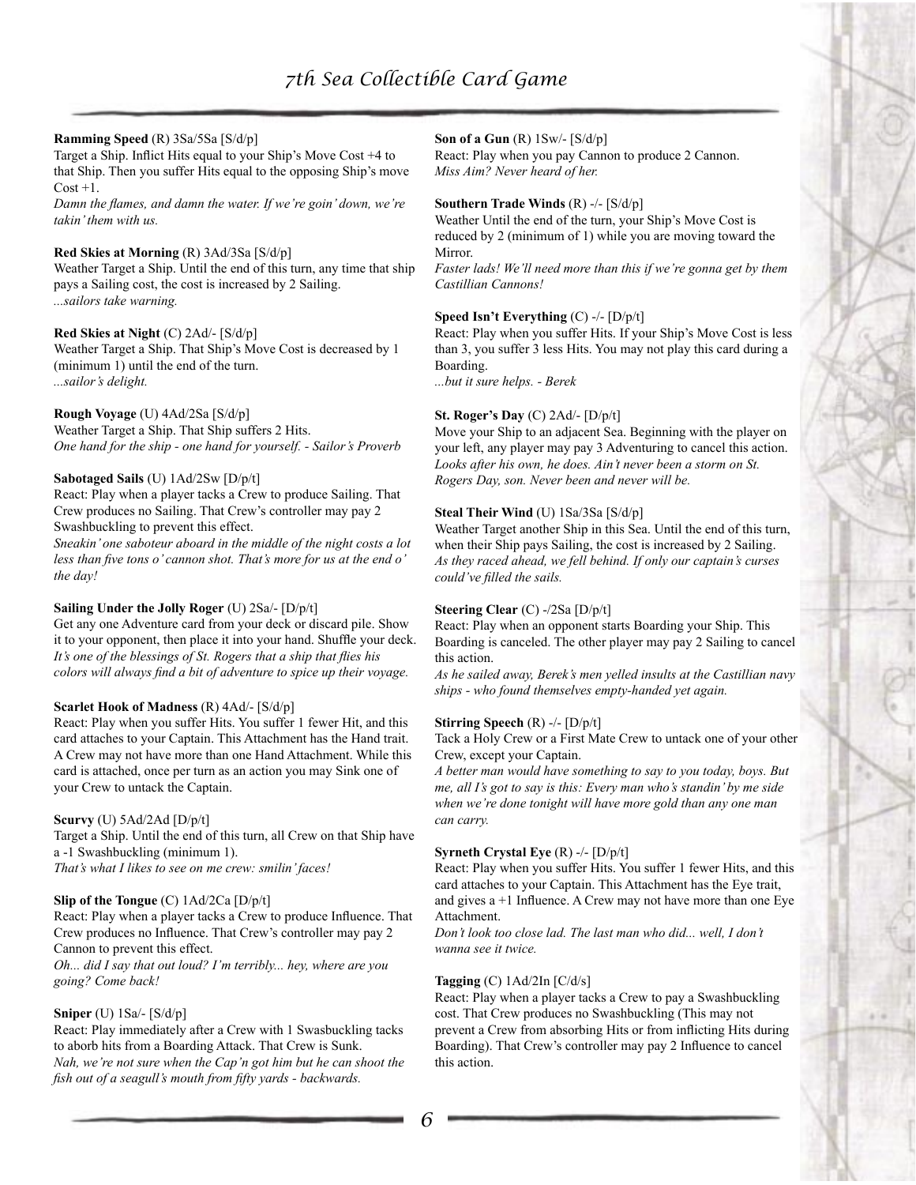**Ramming Speed** (R) 3Sa/5Sa [S/d/p]
Target a Ship. Inflict Hits equal to your Ship's Move Cost +4 to that Ship. Then you suffer Hits equal to the opposing Ship's move Cost +1.
*Damn the flames, and damn the water. If we're goin' down, we're takin' them with us.*

**Red Skies at Morning** (R) 3Ad/3Sa [S/d/p]
Weather Target a Ship. Until the end of this turn, any time that ship pays a Sailing cost, the cost is increased by 2 Sailing.
*...sailors take warning.*

**Red Skies at Night** (C) 2Ad/- [S/d/p]
Weather Target a Ship. That Ship's Move Cost is decreased by 1 (minimum 1) until the end of the turn.
*...sailor's delight.*

**Rough Voyage** (U) 4Ad/2Sa [S/d/p]
Weather Target a Ship. That Ship suffers 2 Hits.
*One hand for the ship - one hand for yourself. - Sailor's Proverb*

**Sabotaged Sails** (U) 1Ad/2Sw [D/p/t]
React: Play when a player tacks a Crew to produce Sailing. That Crew produces no Sailing. That Crew's controller may pay 2 Swashbuckling to prevent this effect.
*Sneakin' one saboteur aboard in the middle of the night costs a lot less than five tons o' cannon shot. That's more for us at the end o' the day!*

**Sailing Under the Jolly Roger** (U) 2Sa/- [D/p/t]
Get any one Adventure card from your deck or discard pile. Show it to your opponent, then place it into your hand. Shuffle your deck.
*It's one of the blessings of St. Rogers that a ship that flies his colors will always find a bit of adventure to spice up their voyage.*

**Scarlet Hook of Madness** (R) 4Ad/- [S/d/p]
React: Play when you suffer Hits. You suffer 1 fewer Hit, and this card attaches to your Captain. This Attachment has the Hand trait. A Crew may not have more than one Hand Attachment. While this card is attached, once per turn as an action you may Sink one of your Crew to untack the Captain.

**Scurvy** (U) 5Ad/2Ad [D/p/t]
Target a Ship. Until the end of this turn, all Crew on that Ship have a -1 Swashbuckling (minimum 1).
*That's what I likes to see on me crew: smilin' faces!*

**Slip of the Tongue** (C) 1Ad/2Ca [D/p/t]
React: Play when a player tacks a Crew to produce Influence. That Crew produces no Influence. That Crew's controller may pay 2 Cannon to prevent this effect.
*Oh... did I say that out loud? I'm terribly... hey, where are you going? Come back!*

**Sniper** (U) 1Sa/- [S/d/p]
React: Play immediately after a Crew with 1 Swasbuckling tacks to absorb hits from a Boarding Attack. That Crew is Sunk.
*Nah, we're not sure when the Cap'n got him but he can shoot the fish out of a seagull's mouth from fifty yards - backwards.*

**Son of a Gun** (R) 1Sw/- [S/d/p]
React: Play when you pay Cannon to produce 2 Cannon.
*Miss Aim? Never heard of her.*

**Southern Trade Winds** (R) -/- [S/d/p]
Weather Until the end of the turn, your Ship's Move Cost is reduced by 2 (minimum of 1) while you are moving toward the Mirror.
*Faster lads! We'll need more than this if we're gonna get by them Castillian Cannons!*

**Speed Isn't Everything** (C) -/- [D/p/t]
React: Play when you suffer Hits. If your Ship's Move Cost is less than 3, you suffer 3 less Hits. You may not play this card during a Boarding.
*...but it sure helps. - Berek*

**St. Roger's Day** (C) 2Ad/- [D/p/t]
Move your Ship to an adjacent Sea. Beginning with the player on your left, any player may pay 3 Adventuring to cancel this action.
*Looks after his own, he does. Ain't never been a storm on St. Rogers Day, son. Never been and never will be.*

**Steal Their Wind** (U) 1Sa/3Sa [S/d/p]
Weather Target another Ship in this Sea. Until the end of this turn, when their Ship pays Sailing, the cost is increased by 2 Sailing.
*As they raced ahead, we fell behind. If only our captain's curses could've filled the sails.*

**Steering Clear** (C) -/2Sa [D/p/t]
React: Play when an opponent starts Boarding your Ship. This Boarding is canceled. The other player may pay 2 Sailing to cancel this action.
*As he sailed away, Berek's men yelled insults at the Castillian navy ships - who found themselves empty-handed yet again.*

**Stirring Speech** (R) -/- [D/p/t]
Tack a Holy Crew or a First Mate Crew to untack one of your other Crew, except your Captain.
*A better man would have something to say to you today, boys. But me, all I's got to say is this: Every man who's standin' by me side when we're done tonight will have more gold than any one man can carry.*

**Syrneth Crystal Eye** (R) -/- [D/p/t]
React: Play when you suffer Hits. You suffer 1 fewer Hits, and this card attaches to your Captain. This Attachment has the Eye trait, and gives a +1 Influence. A Crew may not have more than one Eye Attachment.
*Don't look too close lad. The last man who did... well, I don't wanna see it twice.*

**Tagging** (C) 1Ad/2In [C/d/s]
React: Play when a player tacks a Crew to pay a Swashbuckling cost. That Crew produces no Swashbuckling (This may not prevent a Crew from absorbing Hits or from inflicting Hits during Boarding). That Crew's controller may pay 2 Influence to cancel this action.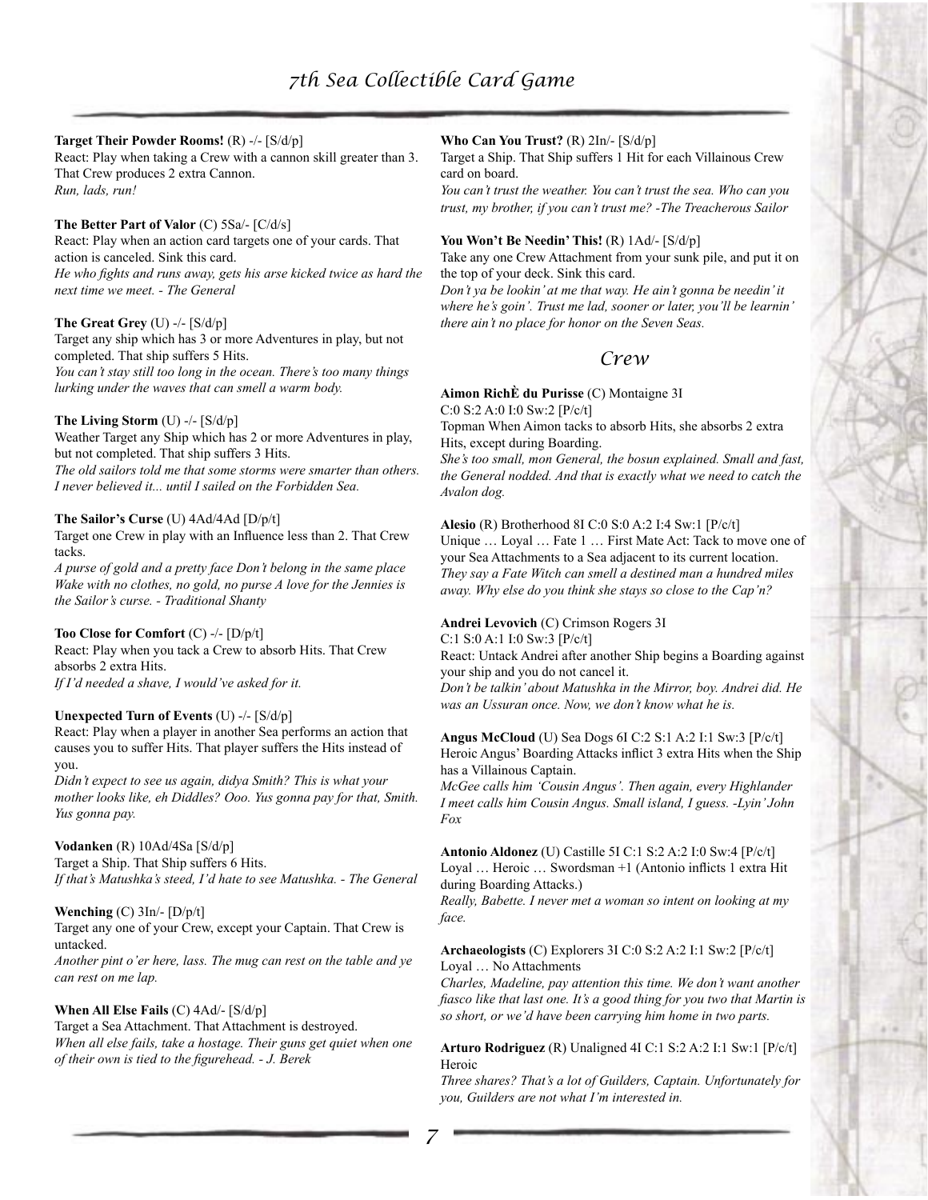**Target Their Powder Rooms!** (R) -/- [S/d/p]
React: Play when taking a Crew with a cannon skill greater than 3. That Crew produces 2 extra Cannon.
*Run, lads, run!*

**The Better Part of Valor** (C) 5Sa/- [C/d/s]
React: Play when an action card targets one of your cards. That action is canceled. Sink this card.
*He who fights and runs away, gets his arse kicked twice as hard the next time we meet. - The General*

**The Great Grey** (U) -/- [S/d/p]
Target any ship which has 3 or more Adventures in play, but not completed. That ship suffers 5 Hits.
*You can't stay still too long in the ocean. There's too many things lurking under the waves that can smell a warm body.*

**The Living Storm** (U) -/- [S/d/p]
Weather Target any Ship which has 2 or more Adventures in play, but not completed. That ship suffers 3 Hits.
*The old sailors told me that some storms were smarter than others. I never believed it... until I sailed on the Forbidden Sea.*

**The Sailor's Curse** (U) 4Ad/4Ad [D/p/t]
Target one Crew in play with an Influence less than 2. That Crew tacks.
*A purse of gold and a pretty face Don't belong in the same place Wake with no clothes, no gold, no purse A love for the Jennies is the Sailor's curse. - Traditional Shanty*

**Too Close for Comfort** (C) -/- [D/p/t]
React: Play when you tack a Crew to absorb Hits. That Crew absorbs 2 extra Hits.
*If I'd needed a shave, I would've asked for it.*

**Unexpected Turn of Events** (U) -/- [S/d/p]
React: Play when a player in another Sea performs an action that causes you to suffer Hits. That player suffers the Hits instead of you.
*Didn't expect to see us again, didya Smith? This is what your mother looks like, eh Diddles? Ooo. Yus gonna pay for that, Smith. Yus gonna pay.*

**Vodanken** (R) 10Ad/4Sa [S/d/p]
Target a Ship. That Ship suffers 6 Hits.
*If that's Matushka's steed, I'd hate to see Matushka. - The General*

**Wenching** (C) 3In/- [D/p/t]
Target any one of your Crew, except your Captain. That Crew is untacked.
*Another pint o'er here, lass. The mug can rest on the table and ye can rest on me lap.*

**When All Else Fails** (C) 4Ad/- [S/d/p]
Target a Sea Attachment. That Attachment is destroyed.
*When all else fails, take a hostage. Their guns get quiet when one of their own is tied to the figurehead. - J. Berek*

**Who Can You Trust?** (R) 2In/- [S/d/p]
Target a Ship. That Ship suffers 1 Hit for each Villainous Crew card on board.
*You can't trust the weather. You can't trust the sea. Who can you trust, my brother, if you can't trust me? -The Treacherous Sailor*

**You Won't Be Needin' This!** (R) 1Ad/- [S/d/p]
Take any one Crew Attachment from your sunk pile, and put it on the top of your deck. Sink this card.
*Don't ya be lookin' at me that way. He ain't gonna be needin' it where he's goin'. Trust me lad, sooner or later, you'll be learnin' there ain't no place for honor on the Seven Seas.*

## Crew

**Aimon RichÈ du Purisse** (C) Montaigne 3I
C:0 S:2 A:0 I:0 Sw:2 [P/c/t]
Topman When Aimon tacks to absorb Hits, she absorbs 2 extra Hits, except during Boarding.
*She's too small, mon General, the bosun explained. Small and fast, the General nodded. And that is exactly what we need to catch the Avalon dog.*

**Alesio** (R) Brotherhood 8I C:0 S:0 A:2 I:4 Sw:1 [P/c/t]
Unique … Loyal … Fate 1 … First Mate Act: Tack to move one of your Sea Attachments to a Sea adjacent to its current location.
*They say a Fate Witch can smell a destined man a hundred miles away. Why else do you think she stays so close to the Cap'n?*

**Andrei Levovich** (C) Crimson Rogers 3I
C:1 S:0 A:1 I:0 Sw:3 [P/c/t]
React: Untack Andrei after another Ship begins a Boarding against your ship and you do not cancel it.
*Don't be talkin' about Matushka in the Mirror, boy. Andrei did. He was an Ussuran once. Now, we don't know what he is.*

**Angus McCloud** (U) Sea Dogs 6I C:2 S:1 A:2 I:1 Sw:3 [P/c/t]
Heroic Angus' Boarding Attacks inflict 3 extra Hits when the Ship has a Villainous Captain.
*McGee calls him 'Cousin Angus'. Then again, every Highlander I meet calls him Cousin Angus. Small island, I guess. -Lyin' John Fox*

**Antonio Aldonez** (U) Castille 5I C:1 S:2 A:2 I:0 Sw:4 [P/c/t]
Loyal … Heroic … Swordsman +1 (Antonio inflicts 1 extra Hit during Boarding Attacks.)
*Really, Babette. I never met a woman so intent on looking at my face.*

**Archaeologists** (C) Explorers 3I C:0 S:2 A:2 I:1 Sw:2 [P/c/t]
Loyal … No Attachments
*Charles, Madeline, pay attention this time. We don't want another fiasco like that last one. It's a good thing for you two that Martin is so short, or we'd have been carrying him home in two parts.*

**Arturo Rodriguez** (R) Unaligned 4I C:1 S:2 A:2 I:1 Sw:1 [P/c/t]
Heroic
*Three shares? That's a lot of Guilders, Captain. Unfortunately for you, Guilders are not what I'm interested in.*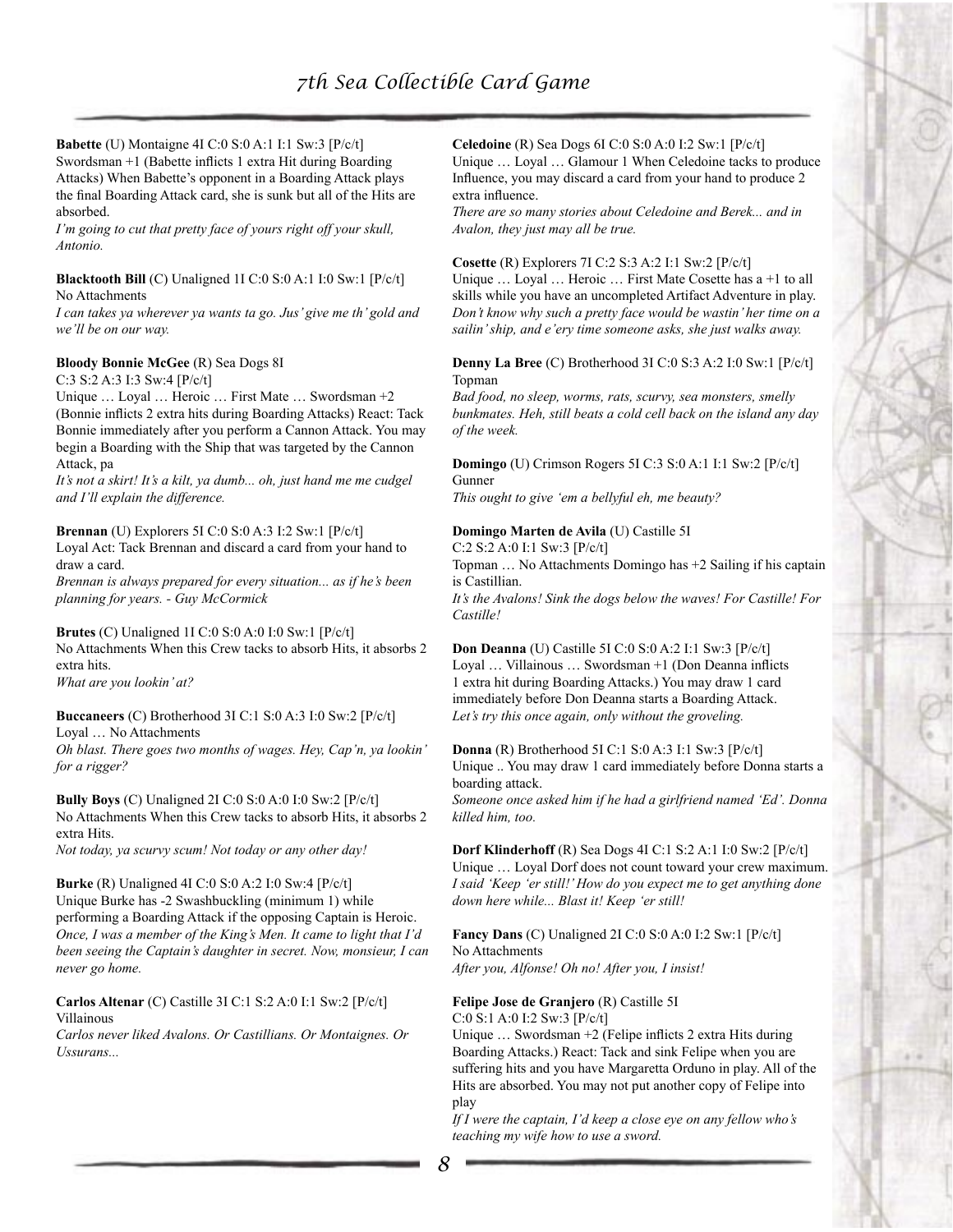**Babette** (U) Montaigne 4I C:0 S:0 A:1 I:1 Sw:3 [P/c/t]
Swordsman +1 (Babette inflicts 1 extra Hit during Boarding Attacks) When Babette's opponent in a Boarding Attack plays the final Boarding Attack card, she is sunk but all of the Hits are absorbed.
*I'm going to cut that pretty face of yours right off your skull, Antonio.*

**Blacktooth Bill** (C) Unaligned 1I C:0 S:0 A:1 I:0 Sw:1 [P/c/t]
No Attachments
*I can takes ya wherever ya wants ta go. Jus' give me th' gold and we'll be on our way.*

**Bloody Bonnie McGee** (R) Sea Dogs 8I
C:3 S:2 A:3 I:3 Sw:4 [P/c/t]
Unique … Loyal … Heroic … First Mate … Swordsman +2 (Bonnie inflicts 2 extra hits during Boarding Attacks) React: Tack Bonnie immediately after you perform a Cannon Attack. You may begin a Boarding with the Ship that was targeted by the Cannon Attack, pa
*It's not a skirt! It's a kilt, ya dumb... oh, just hand me me cudgel and I'll explain the difference.*

**Brennan** (U) Explorers 5I C:0 S:0 A:3 I:2 Sw:1 [P/c/t]
Loyal Act: Tack Brennan and discard a card from your hand to draw a card.
*Brennan is always prepared for every situation... as if he's been planning for years. - Guy McCormick*

**Brutes** (C) Unaligned 1I C:0 S:0 A:0 I:0 Sw:1 [P/c/t]
No Attachments When this Crew tacks to absorb Hits, it absorbs 2 extra hits.
*What are you lookin' at?*

**Buccaneers** (C) Brotherhood 3I C:1 S:0 A:3 I:0 Sw:2 [P/c/t]
Loyal … No Attachments
*Oh blast. There goes two months of wages. Hey, Cap'n, ya lookin' for a rigger?*

**Bully Boys** (C) Unaligned 2I C:0 S:0 A:0 I:0 Sw:2 [P/c/t]
No Attachments When this Crew tacks to absorb Hits, it absorbs 2 extra Hits.
*Not today, ya scurvy scum! Not today or any other day!*

**Burke** (R) Unaligned 4I C:0 S:0 A:2 I:0 Sw:4 [P/c/t]
Unique Burke has -2 Swashbuckling (minimum 1) while performing a Boarding Attack if the opposing Captain is Heroic.
*Once, I was a member of the King's Men. It came to light that I'd been seeing the Captain's daughter in secret. Now, monsieur, I can never go home.*

**Carlos Altenar** (C) Castille 3I C:1 S:2 A:0 I:1 Sw:2 [P/c/t]
Villainous
*Carlos never liked Avalons. Or Castillians. Or Montaignes. Or Ussurans...*

**Celedoine** (R) Sea Dogs 6I C:0 S:0 A:0 I:2 Sw:1 [P/c/t]
Unique … Loyal … Glamour 1 When Celedoine tacks to produce Influence, you may discard a card from your hand to produce 2 extra influence.
*There are so many stories about Celedoine and Berek... and in Avalon, they just may all be true.*

**Cosette** (R) Explorers 7I C:2 S:3 A:2 I:1 Sw:2 [P/c/t]
Unique … Loyal … Heroic … First Mate Cosette has a +1 to all skills while you have an uncompleted Artifact Adventure in play.
*Don't know why such a pretty face would be wastin' her time on a sailin' ship, and e'ery time someone asks, she just walks away.*

**Denny La Bree** (C) Brotherhood 3I C:0 S:3 A:2 I:0 Sw:1 [P/c/t]
Topman
*Bad food, no sleep, worms, rats, scurvy, sea monsters, smelly bunkmates. Heh, still beats a cold cell back on the island any day of the week.*

**Domingo** (U) Crimson Rogers 5I C:3 S:0 A:1 I:1 Sw:2 [P/c/t]
Gunner
*This ought to give 'em a bellyful eh, me beauty?*

**Domingo Marten de Avila** (U) Castille 5I
C:2 S:2 A:0 I:1 Sw:3 [P/c/t]
Topman … No Attachments Domingo has +2 Sailing if his captain is Castillian.
*It's the Avalons! Sink the dogs below the waves! For Castille! For Castille!*

**Don Deanna** (U) Castille 5I C:0 S:0 A:2 I:1 Sw:3 [P/c/t]
Loyal … Villainous … Swordsman +1 (Don Deanna inflicts 1 extra hit during Boarding Attacks.) You may draw 1 card immediately before Don Deanna starts a Boarding Attack.
*Let's try this once again, only without the groveling.*

**Donna** (R) Brotherhood 5I C:1 S:0 A:3 I:1 Sw:3 [P/c/t]
Unique .. You may draw 1 card immediately before Donna starts a boarding attack.
*Someone once asked him if he had a girlfriend named 'Ed'. Donna killed him, too.*

**Dorf Klinderhoff** (R) Sea Dogs 4I C:1 S:2 A:1 I:0 Sw:2 [P/c/t]
Unique … Loyal Dorf does not count toward your crew maximum.
*I said 'Keep 'er still!' How do you expect me to get anything done down here while... Blast it! Keep 'er still!*

**Fancy Dans** (C) Unaligned 2I C:0 S:0 A:0 I:2 Sw:1 [P/c/t]
No Attachments
*After you, Alfonse! Oh no! After you, I insist!*

**Felipe Jose de Granjero** (R) Castille 5I
C:0 S:1 A:0 I:2 Sw:3 [P/c/t]
Unique … Swordsman +2 (Felipe inflicts 2 extra Hits during Boarding Attacks.) React: Tack and sink Felipe when you are suffering hits and you have Margaretta Orduno in play. All of the Hits are absorbed. You may not put another copy of Felipe into play
*If I were the captain, I'd keep a close eye on any fellow who's teaching my wife how to use a sword.*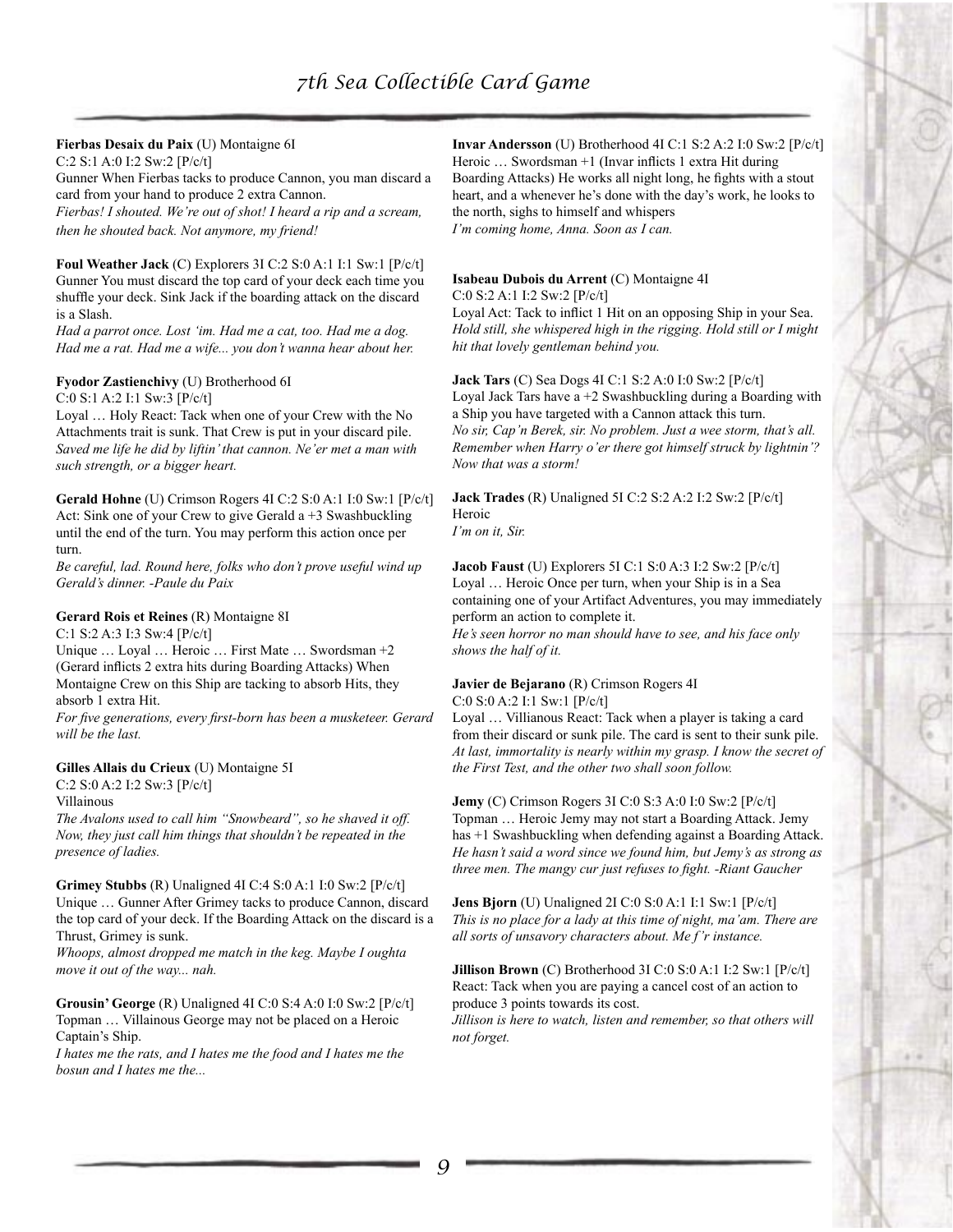**Fierbas Desaix du Paix** (U) Montaigne 6I
C:2 S:1 A:0 I:2 Sw:2 [P/c/t]
Gunner When Fierbas tacks to produce Cannon, you man discard a card from your hand to produce 2 extra Cannon.
*Fierbas! I shouted. We're out of shot! I heard a rip and a scream, then he shouted back. Not anymore, my friend!*

**Foul Weather Jack** (C) Explorers 3I C:2 S:0 A:1 I:1 Sw:1 [P/c/t]
Gunner You must discard the top card of your deck each time you shuffle your deck. Sink Jack if the boarding attack on the discard is a Slash.
*Had a parrot once. Lost 'im. Had me a cat, too. Had me a dog. Had me a rat. Had me a wife... you don't wanna hear about her.*

**Fyodor Zastienchivy** (U) Brotherhood 6I
C:0 S:1 A:2 I:1 Sw:3 [P/c/t]
Loyal … Holy React: Tack when one of your Crew with the No Attachments trait is sunk. That Crew is put in your discard pile.
*Saved me life he did by liftin' that cannon. Ne'er met a man with such strength, or a bigger heart.*

**Gerald Hohne** (U) Crimson Rogers 4I C:2 S:0 A:1 I:0 Sw:1 [P/c/t]
Act: Sink one of your Crew to give Gerald a +3 Swashbuckling until the end of the turn. You may perform this action once per turn.
*Be careful, lad. Round here, folks who don't prove useful wind up Gerald's dinner. -Paule du Paix*

**Gerard Rois et Reines** (R) Montaigne 8I
C:1 S:2 A:3 I:3 Sw:4 [P/c/t]
Unique … Loyal … Heroic … First Mate … Swordsman +2 (Gerard inflicts 2 extra hits during Boarding Attacks) When Montaigne Crew on this Ship are tacking to absorb Hits, they absorb 1 extra Hit.
*For five generations, every first-born has been a musketeer. Gerard will be the last.*

**Gilles Allais du Crieux** (U) Montaigne 5I
C:2 S:0 A:2 I:2 Sw:3 [P/c/t]
Villainous
*The Avalons used to call him "Snowbeard", so he shaved it off. Now, they just call him things that shouldn't be repeated in the presence of ladies.*

**Grimey Stubbs** (R) Unaligned 4I C:4 S:0 A:1 I:0 Sw:2 [P/c/t]
Unique … Gunner After Grimey tacks to produce Cannon, discard the top card of your deck. If the Boarding Attack on the discard is a Thrust, Grimey is sunk.
*Whoops, almost dropped me match in the keg. Maybe I oughta move it out of the way... nah.*

**Grousin' George** (R) Unaligned 4I C:0 S:4 A:0 I:0 Sw:2 [P/c/t]
Topman … Villainous George may not be placed on a Heroic Captain's Ship.
*I hates me the rats, and I hates me the food and I hates me the bosun and I hates me the...*

**Invar Andersson** (U) Brotherhood 4I C:1 S:2 A:2 I:0 Sw:2 [P/c/t]
Heroic … Swordsman +1 (Invar inflicts 1 extra Hit during Boarding Attacks) He works all night long, he fights with a stout heart, and a whenever he's done with the day's work, he looks to the north, sighs to himself and whispers
*I'm coming home, Anna. Soon as I can.*

**Isabeau Dubois du Arrent** (C) Montaigne 4I
C:0 S:2 A:1 I:2 Sw:2 [P/c/t]
Loyal Act: Tack to inflict 1 Hit on an opposing Ship in your Sea.
*Hold still, she whispered high in the rigging. Hold still or I might hit that lovely gentleman behind you.*

**Jack Tars** (C) Sea Dogs 4I C:1 S:2 A:0 I:0 Sw:2 [P/c/t]
Loyal Jack Tars have a +2 Swashbuckling during a Boarding with a Ship you have targeted with a Cannon attack this turn.
*No sir, Cap'n Berek, sir. No problem. Just a wee storm, that's all. Remember when Harry o'er there got himself struck by lightnin'? Now that was a storm!*

**Jack Trades** (R) Unaligned 5I C:2 S:2 A:2 I:2 Sw:2 [P/c/t]
Heroic
*I'm on it, Sir.*

**Jacob Faust** (U) Explorers 5I C:1 S:0 A:3 I:2 Sw:2 [P/c/t]
Loyal … Heroic Once per turn, when your Ship is in a Sea containing one of your Artifact Adventures, you may immediately perform an action to complete it.
*He's seen horror no man should have to see, and his face only shows the half of it.*

**Javier de Bejarano** (R) Crimson Rogers 4I
C:0 S:0 A:2 I:1 Sw:1 [P/c/t]
Loyal … Villianous React: Tack when a player is taking a card from their discard or sunk pile. The card is sent to their sunk pile.
*At last, immortality is nearly within my grasp. I know the secret of the First Test, and the other two shall soon follow.*

**Jemy** (C) Crimson Rogers 3I C:0 S:3 A:0 I:0 Sw:2 [P/c/t]
Topman … Heroic Jemy may not start a Boarding Attack. Jemy has +1 Swashbuckling when defending against a Boarding Attack.
*He hasn't said a word since we found him, but Jemy's as strong as three men. The mangy cur just refuses to fight. -Riant Gaucher*

**Jens Bjorn** (U) Unaligned 2I C:0 S:0 A:1 I:1 Sw:1 [P/c/t]
*This is no place for a lady at this time of night, ma'am. There are all sorts of unsavory characters about. Me f'r instance.*

**Jillison Brown** (C) Brotherhood 3I C:0 S:0 A:1 I:2 Sw:1 [P/c/t]
React: Tack when you are paying a cancel cost of an action to produce 3 points towards its cost.
*Jillison is here to watch, listen and remember, so that others will not forget.*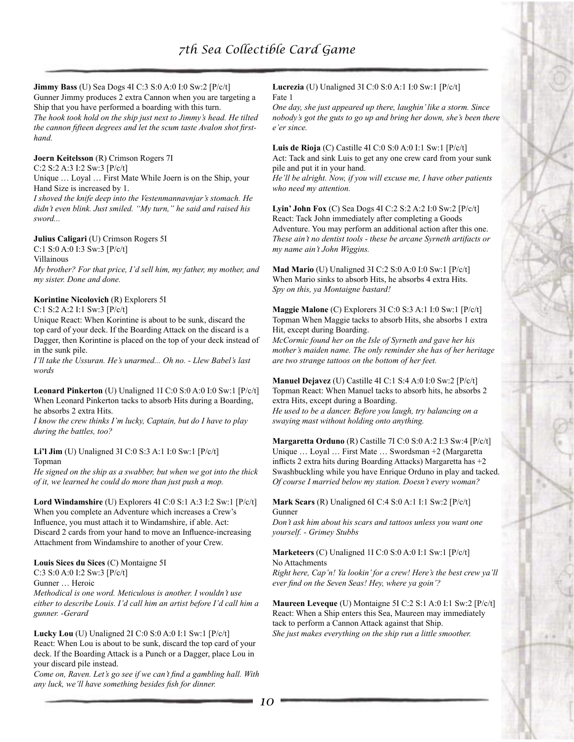**Jimmy Bass** (U) Sea Dogs 4I C:3 S:0 A:0 I:0 Sw:2 [P/c/t]
Gunner Jimmy produces 2 extra Cannon when you are targeting a Ship that you have performed a boarding with this turn.
*The hook took hold on the ship just next to Jimmy's head. He tilted the cannon fifteen degrees and let the scum taste Avalon shot first-hand.*

**Joern Keitelsson** (R) Crimson Rogers 7I
C:2 S:2 A:3 I:2 Sw:3 [P/c/t]
Unique … Loyal … First Mate While Joern is on the Ship, your Hand Size is increased by 1.
*I shoved the knife deep into the Vestenmannavnjar's stomach. He didn't even blink. Just smiled. "My turn," he said and raised his sword...*

**Julius Caligari** (U) Crimson Rogers 5I
C:1 S:0 A:0 I:3 Sw:3 [P/c/t]
Villainous
*My brother? For that price, I'd sell him, my father, my mother, and my sister. Done and done.*

**Korintine Nicolovich** (R) Explorers 5I
C:1 S:2 A:2 I:1 Sw:3 [P/c/t]
Unique React: When Korintine is about to be sunk, discard the top card of your deck. If the Boarding Attack on the discard is a Dagger, then Korintine is placed on the top of your deck instead of in the sunk pile.
*I'll take the Ussuran. He's unarmed... Oh no. - Llew Babel's last words*

**Leonard Pinkerton** (U) Unaligned 1I C:0 S:0 A:0 I:0 Sw:1 [P/c/t]
When Leonard Pinkerton tacks to absorb Hits during a Boarding, he absorbs 2 extra Hits.
*I know the crew thinks I'm lucky, Captain, but do I have to play during the battles, too?*

**Li'l Jim** (U) Unaligned 3I C:0 S:3 A:1 I:0 Sw:1 [P/c/t]
Topman
*He signed on the ship as a swabber, but when we got into the thick of it, we learned he could do more than just push a mop.*

**Lord Windamshire** (U) Explorers 4I C:0 S:1 A:3 I:2 Sw:1 [P/c/t]
When you complete an Adventure which increases a Crew's Influence, you must attach it to Windamshire, if able. Act: Discard 2 cards from your hand to move an Influence-increasing Attachment from Windamshire to another of your Crew.

**Louis Sices du Sices** (C) Montaigne 5I
C:3 S:0 A:0 I:2 Sw:3 [P/c/t]
Gunner … Heroic
*Methodical is one word. Meticulous is another. I wouldn't use either to describe Louis. I'd call him an artist before I'd call him a gunner. -Gerard*

**Lucky Lou** (U) Unaligned 2I C:0 S:0 A:0 I:1 Sw:1 [P/c/t]
React: When Lou is about to be sunk, discard the top card of your deck. If the Boarding Attack is a Punch or a Dagger, place Lou in your discard pile instead.
*Come on, Raven. Let's go see if we can't find a gambling hall. With any luck, we'll have something besides fish for dinner.*

**Lucrezia** (U) Unaligned 3I C:0 S:0 A:1 I:0 Sw:1 [P/c/t]
Fate 1
*One day, she just appeared up there, laughin' like a storm. Since nobody's got the guts to go up and bring her down, she's been there e'er since.*

**Luis de Rioja** (C) Castille 4I C:0 S:0 A:0 I:1 Sw:1 [P/c/t]
Act: Tack and sink Luis to get any one crew card from your sunk pile and put it in your hand.
*He'll be alright. Now, if you will excuse me, I have other patients who need my attention.*

**Lyin' John Fox** (C) Sea Dogs 4I C:2 S:2 A:2 I:0 Sw:2 [P/c/t]
React: Tack John immediately after completing a Goods Adventure. You may perform an additional action after this one.
*These ain't no dentist tools - these be arcane Syrneth artifacts or my name ain't John Wiggins.*

**Mad Mario** (U) Unaligned 3I C:2 S:0 A:0 I:0 Sw:1 [P/c/t]
When Mario sinks to absorb Hits, he absorbs 4 extra Hits.
*Spy on this, ya Montaigne bastard!*

**Maggie Malone** (C) Explorers 3I C:0 S:3 A:1 I:0 Sw:1 [P/c/t]
Topman When Maggie tacks to absorb Hits, she absorbs 1 extra Hit, except during Boarding.
*McCormic found her on the Isle of Syrneth and gave her his mother's maiden name. The only reminder she has of her heritage are two strange tattoos on the bottom of her feet.*

**Manuel Dejavez** (U) Castille 4I C:1 S:4 A:0 I:0 Sw:2 [P/c/t]
Topman React: When Manuel tacks to absorb hits, he absorbs 2 extra Hits, except during a Boarding.
*He used to be a dancer. Before you laugh, try balancing on a swaying mast without holding onto anything.*

**Margaretta Orduno** (R) Castille 7I C:0 S:0 A:2 I:3 Sw:4 [P/c/t]
Unique … Loyal … First Mate … Swordsman +2 (Margaretta inflicts 2 extra hits during Boarding Attacks) Margaretta has +2 Swashbuckling while you have Enrique Orduno in play and tacked.
*Of course I married below my station. Doesn't every woman?*

**Mark Scars** (R) Unaligned 6I C:4 S:0 A:1 I:1 Sw:2 [P/c/t]
Gunner
*Don't ask him about his scars and tattoos unless you want one yourself. - Grimey Stubbs*

**Marketeers** (C) Unaligned 1I C:0 S:0 A:0 I:1 Sw:1 [P/c/t]
No Attachments
*Right here, Cap'n! Ya lookin' for a crew! Here's the best crew ya'll ever find on the Seven Seas! Hey, where ya goin'?*

**Maureen Leveque** (U) Montaigne 5I C:2 S:1 A:0 I:1 Sw:2 [P/c/t]
React: When a Ship enters this Sea, Maureen may immediately tack to perform a Cannon Attack against that Ship.
*She just makes everything on the ship run a little smoother.*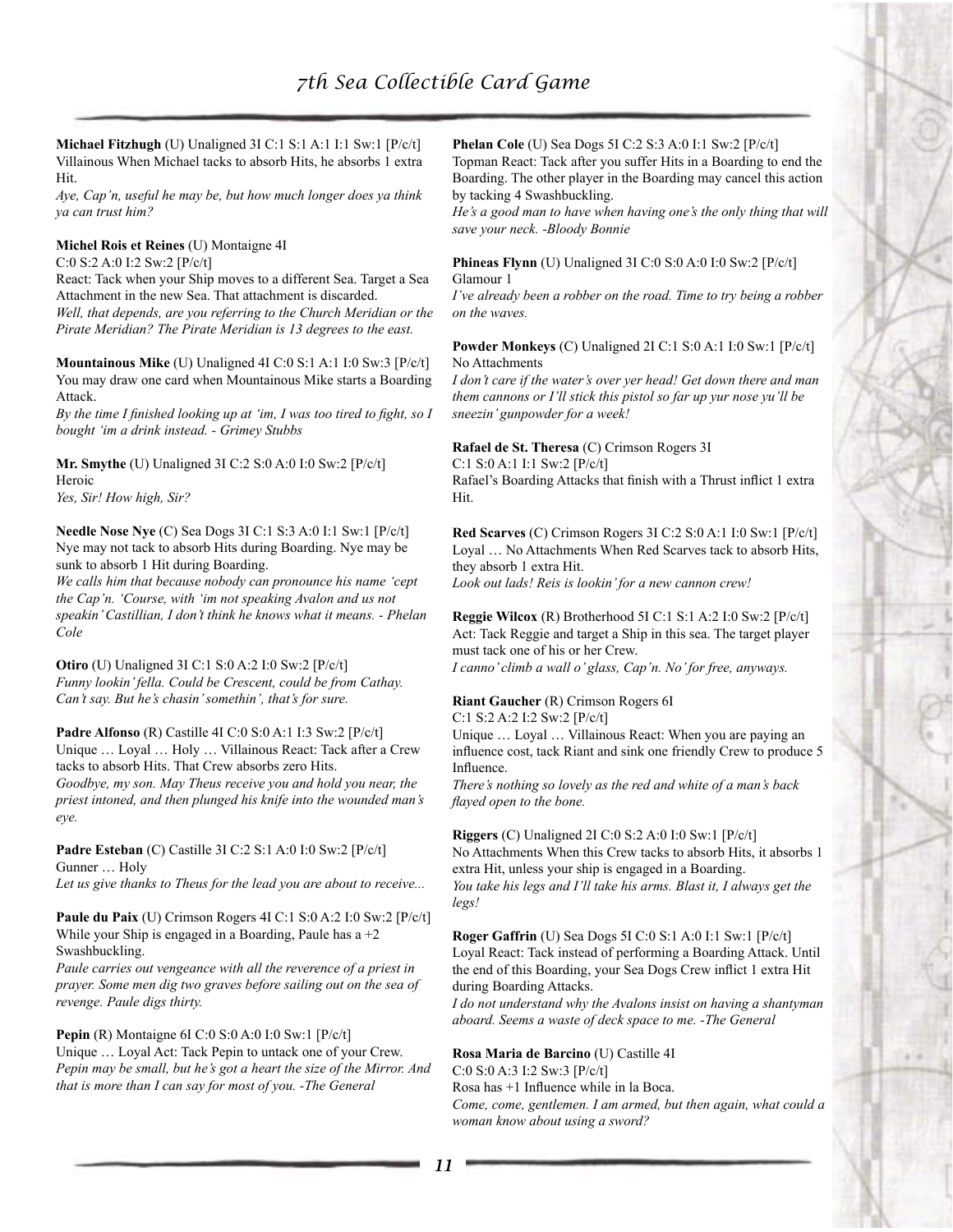**Michael Fitzhugh** (U) Unaligned 3I C:1 S:1 A:1 I:1 Sw:1 [P/c/t]
Villainous When Michael tacks to absorb Hits, he absorbs 1 extra Hit.
*Aye, Cap'n, useful he may be, but how much longer does ya think ya can trust him?*

**Michel Rois et Reines** (U) Montaigne 4I
C:0 S:2 A:0 I:2 Sw:2 [P/c/t]
React: Tack when your Ship moves to a different Sea. Target a Sea Attachment in the new Sea. That attachment is discarded.
*Well, that depends, are you referring to the Church Meridian or the Pirate Meridian? The Pirate Meridian is 13 degrees to the east.*

**Mountainous Mike** (U) Unaligned 4I C:0 S:1 A:1 I:0 Sw:3 [P/c/t]
You may draw one card when Mountainous Mike starts a Boarding Attack.
*By the time I finished looking up at 'im, I was too tired to fight, so I bought 'im a drink instead. - Grimey Stubbs*

**Mr. Smythe** (U) Unaligned 3I C:2 S:0 A:0 I:0 Sw:2 [P/c/t]
Heroic
*Yes, Sir! How high, Sir?*

**Needle Nose Nye** (C) Sea Dogs 3I C:1 S:3 A:0 I:1 Sw:1 [P/c/t]
Nye may not tack to absorb Hits during Boarding. Nye may be sunk to absorb 1 Hit during Boarding.
*We calls him that because nobody can pronounce his name 'cept the Cap'n. 'Course, with 'im not speaking Avalon and us not speakin' Castillian, I don't think he knows what it means. - Phelan Cole*

**Otiro** (U) Unaligned 3I C:1 S:0 A:2 I:0 Sw:2 [P/c/t]
*Funny lookin' fella. Could be Crescent, could be from Cathay. Can't say. But he's chasin' somethin', that's for sure.*

**Padre Alfonso** (R) Castille 4I C:0 S:0 A:1 I:3 Sw:2 [P/c/t]
Unique … Loyal … Holy … Villainous React: Tack after a Crew tacks to absorb Hits. That Crew absorbs zero Hits.
*Goodbye, my son. May Theus receive you and hold you near, the priest intoned, and then plunged his knife into the wounded man's eye.*

**Padre Esteban** (C) Castille 3I C:2 S:1 A:0 I:0 Sw:2 [P/c/t]
Gunner … Holy
*Let us give thanks to Theus for the lead you are about to receive...*

**Paule du Paix** (U) Crimson Rogers 4I C:1 S:0 A:2 I:0 Sw:2 [P/c/t]
While your Ship is engaged in a Boarding, Paule has a +2 Swashbuckling.
*Paule carries out vengeance with all the reverence of a priest in prayer. Some men dig two graves before sailing out on the sea of revenge. Paule digs thirty.*

**Pepin** (R) Montaigne 6I C:0 S:0 A:0 I:0 Sw:1 [P/c/t]
Unique … Loyal Act: Tack Pepin to untack one of your Crew.
*Pepin may be small, but he's got a heart the size of the Mirror. And that is more than I can say for most of you. -The General*

**Phelan Cole** (U) Sea Dogs 5I C:2 S:3 A:0 I:1 Sw:2 [P/c/t]
Topman React: Tack after you suffer Hits in a Boarding to end the Boarding. The other player in the Boarding may cancel this action by tacking 4 Swashbuckling.
*He's a good man to have when having one's the only thing that will save your neck. -Bloody Bonnie*

**Phineas Flynn** (U) Unaligned 3I C:0 S:0 A:0 I:0 Sw:2 [P/c/t]
Glamour 1
*I've already been a robber on the road. Time to try being a robber on the waves.*

**Powder Monkeys** (C) Unaligned 2I C:1 S:0 A:1 I:0 Sw:1 [P/c/t]
No Attachments
*I don't care if the water's over yer head! Get down there and man them cannons or I'll stick this pistol so far up yur nose yu'll be sneezin' gunpowder for a week!*

**Rafael de St. Theresa** (C) Crimson Rogers 3I
C:1 S:0 A:1 I:1 Sw:2 [P/c/t]
Rafael's Boarding Attacks that finish with a Thrust inflict 1 extra Hit.

**Red Scarves** (C) Crimson Rogers 3I C:2 S:0 A:1 I:0 Sw:1 [P/c/t]
Loyal … No Attachments When Red Scarves tack to absorb Hits, they absorb 1 extra Hit.
*Look out lads! Reis is lookin' for a new cannon crew!*

**Reggie Wilcox** (R) Brotherhood 5I C:1 S:1 A:2 I:0 Sw:2 [P/c/t]
Act: Tack Reggie and target a Ship in this sea. The target player must tack one of his or her Crew.
*I canno' climb a wall o' glass, Cap'n. No' for free, anyways.*

**Riant Gaucher** (R) Crimson Rogers 6I
C:1 S:2 A:2 I:2 Sw:2 [P/c/t]
Unique … Loyal … Villainous React: When you are paying an influence cost, tack Riant and sink one friendly Crew to produce 5 Influence.
*There's nothing so lovely as the red and white of a man's back flayed open to the bone.*

**Riggers** (C) Unaligned 2I C:0 S:2 A:0 I:0 Sw:1 [P/c/t]
No Attachments When this Crew tacks to absorb Hits, it absorbs 1 extra Hit, unless your ship is engaged in a Boarding.
*You take his legs and I'll take his arms. Blast it, I always get the legs!*

**Roger Gaffrin** (U) Sea Dogs 5I C:0 S:1 A:0 I:1 Sw:1 [P/c/t]
Loyal React: Tack instead of performing a Boarding Attack. Until the end of this Boarding, your Sea Dogs Crew inflict 1 extra Hit during Boarding Attacks.
*I do not understand why the Avalons insist on having a shantyman aboard. Seems a waste of deck space to me. -The General*

**Rosa Maria de Barcino** (U) Castille 4I
C:0 S:0 A:3 I:2 Sw:3 [P/c/t]
Rosa has +1 Influence while in la Boca.
*Come, come, gentlemen. I am armed, but then again, what could a woman know about using a sword?*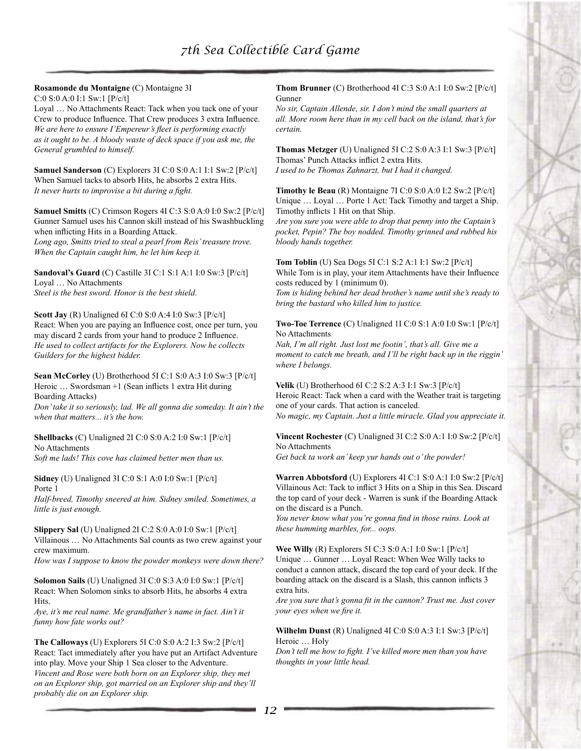**Rosamonde du Montaigne** (C) Montaigne 3I C:0 S:0 A:0 I:1 Sw:1 [P/c/t]
Loyal … No Attachments React: Tack when you tack one of your Crew to produce Influence. That Crew produces 3 extra Influence.
*We are here to ensure I'Empereur's fleet is performing exactly as it ought to be. A bloody waste of deck space if you ask me, the General grumbled to himself.*

**Samuel Sanderson** (C) Explorers 3I C:0 S:0 A:1 I:1 Sw:2 [P/c/t]
When Samuel tacks to absorb Hits, he absorbs 2 extra Hits.
*It never hurts to improvise a bit during a fight.*

**Samuel Smitts** (C) Crimson Rogers 4I C:3 S:0 A:0 I:0 Sw:2 [P/c/t]
Gunner Samuel uses his Cannon skill instead of his Swashbuckling when inflicting Hits in a Boarding Attack.
*Long ago, Smitts tried to steal a pearl from Reis' treasure trove. When the Captain caught him, he let him keep it.*

**Sandoval's Guard** (C) Castille 3I C:1 S:1 A:1 I:0 Sw:3 [P/c/t]
Loyal … No Attachments
*Steel is the best sword. Honor is the best shield.*

**Scott Jay** (R) Unaligned 6I C:0 S:0 A:4 I:0 Sw:3 [P/c/t]
React: When you are paying an Influence cost, once per turn, you may discard 2 cards from your hand to produce 2 Influence.
*He used to collect artifacts for the Explorers. Now he collects Guilders for the highest bidder.*

**Sean McCorley** (U) Brotherhood 5I C:1 S:0 A:3 I:0 Sw:3 [P/c/t]
Heroic … Swordsman +1 (Sean inflicts 1 extra Hit during Boarding Attacks)
*Don't take it so seriously, lad. We all gonna die someday. It ain't the when that matters... it's the how.*

**Shellbacks** (C) Unaligned 2I C:0 S:0 A:2 I:0 Sw:1 [P/c/t]
No Attachments
*Soft me lads! This cove has claimed better men than us.*

**Sidney** (U) Unaligned 3I C:0 S:1 A:0 I:0 Sw:1 [P/c/t]
Porte 1
*Half-breed, Timothy sneered at him. Sidney smiled. Sometimes, a little is just enough.*

**Slippery Sal** (U) Unaligned 2I C:2 S:0 A:0 I:0 Sw:1 [P/c/t]
Villainous … No Attachments Sal counts as two crew against your crew maximum.
*How was I suppose to know the powder monkeys were down there?*

**Solomon Sails** (U) Unaligned 3I C:0 S:3 A:0 I:0 Sw:1 [P/c/t]
React: When Solomon sinks to absorb Hits, he absorbs 4 extra Hits.
*Aye, it's me real name. Me grandfather's name in fact. Ain't it funny how fate works out?*

**The Calloways** (U) Explorers 5I C:0 S:0 A:2 I:3 Sw:2 [P/c/t]
React: Tact immediately after you have put an Artifact Adventure into play. Move your Ship 1 Sea closer to the Adventure.
*Vincent and Rose were both born on an Explorer ship, they met on an Explorer ship, got married on an Explorer ship and they'll probably die on an Explorer ship.*

**Thom Brunner** (C) Brotherhood 4I C:3 S:0 A:1 I:0 Sw:2 [P/c/t]
Gunner
*No sir, Captain Allende, sir. I don't mind the small quarters at all. More room here than in my cell back on the island, that's for certain.*

**Thomas Metzger** (U) Unaligned 5I C:2 S:0 A:3 I:1 Sw:3 [P/c/t]
Thomas' Punch Attacks inflict 2 extra Hits.
*I used to be Thomas Zahnarzt, but I had it changed.*

**Timothy le Beau** (R) Montaigne 7I C:0 S:0 A:0 I:2 Sw:2 [P/c/t]
Unique … Loyal … Porte 1 Act: Tack Timothy and target a Ship. Timothy inflicts 1 Hit on that Ship.
*Are you sure you were able to drop that penny into the Captain's pocket, Pepin? The boy nodded. Timothy grinned and rubbed his bloody hands together.*

**Tom Toblin** (U) Sea Dogs 5I C:1 S:2 A:1 I:1 Sw:2 [P/c/t]
While Tom is in play, your item Attachments have their Influence costs reduced by 1 (minimum 0).
*Tom is hiding behind her dead brother's name until she's ready to bring the bastard who killed him to justice.*

**Two-Toe Terrence** (C) Unaligned 1I C:0 S:1 A:0 I:0 Sw:1 [P/c/t]
No Attachments
*Nah, I'm all right. Just lost me footin', that's all. Give me a moment to catch me breath, and I'll be right back up in the riggin' where I belongs.*

**Velik** (U) Brotherhood 6I C:2 S:2 A:3 I:1 Sw:3 [P/c/t]
Heroic React: Tack when a card with the Weather trait is targeting one of your cards. That action is canceled.
*No magic, my Captain. Just a little miracle. Glad you appreciate it.*

**Vincent Rochester** (C) Unaligned 3I C:2 S:0 A:1 I:0 Sw:2 [P/c/t]
No Attachments
*Get back ta work an' keep yur hands out o' the powder!*

**Warren Abbotsford** (U) Explorers 4I C:1 S:0 A:1 I:0 Sw:2 [P/c/t]
Villainous Act: Tack to inflict 3 Hits on a Ship in this Sea. Discard the top card of your deck - Warren is sunk if the Boarding Attack on the discard is a Punch.
*You never know what you're gonna find in those ruins. Look at these humming marbles, for... oops.*

**Wee Willy** (R) Explorers 5I C:3 S:0 A:1 I:0 Sw:1 [P/c/t]
Unique … Gunner … Loyal React: When Wee Willy tacks to conduct a cannon attack, discard the top card of your deck. If the boarding attack on the discard is a Slash, this cannon inflicts 3 extra hits.
*Are you sure that's gonna fit in the cannon? Trust me. Just cover your eyes when we fire it.*

**Wilhelm Dunst** (R) Unaligned 4I C:0 S:0 A:3 I:1 Sw:3 [P/c/t]
Heroic … Holy
*Don't tell me how to fight. I've killed more men than you have thoughts in your little head.*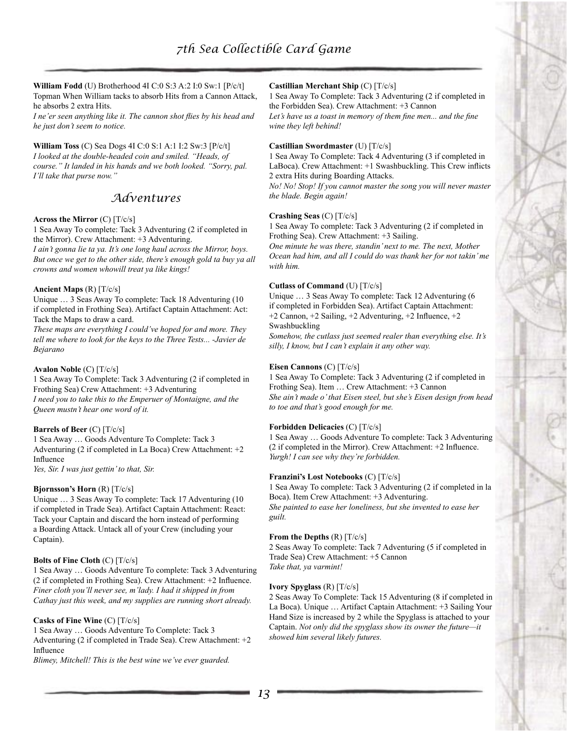**William Fodd** (U) Brotherhood 4I C:0 S:3 A:2 I:0 Sw:1 [P/c/t] Topman When William tacks to absorb Hits from a Cannon Attack, he absorbs 2 extra Hits.
*I ne'er seen anything like it. The cannon shot flies by his head and he just don't seem to notice.*

**William Toss** (C) Sea Dogs 4I C:0 S:1 A:1 I:2 Sw:3 [P/c/t]
*I looked at the double-headed coin and smiled. "Heads, of course." It landed in his hands and we both looked. "Sorry, pal. I'll take that purse now."*

## Adventures

**Across the Mirror** (C) [T/c/s]
1 Sea Away To complete: Tack 3 Adventuring (2 if completed in the Mirror). Crew Attachment: +3 Adventuring.
*I ain't gonna lie ta ya. It's one long haul across the Mirror, boys. But once we get to the other side, there's enough gold ta buy ya all crowns and women whowill treat ya like kings!*

**Ancient Maps** (R) [T/c/s]
Unique … 3 Seas Away To complete: Tack 18 Adventuring (10 if completed in Frothing Sea). Artifact Captain Attachment: Act: Tack the Maps to draw a card.
*These maps are everything I could've hoped for and more. They tell me where to look for the keys to the Three Tests... -Javier de Bejarano*

**Avalon Noble** (C) [T/c/s]
1 Sea Away To Complete: Tack 3 Adventuring (2 if completed in Frothing Sea) Crew Attachment: +3 Adventuring
*I need you to take this to the Emperuer of Montaigne, and the Queen mustn't hear one word of it.*

**Barrels of Beer** (C) [T/c/s]
1 Sea Away … Goods Adventure To Complete: Tack 3 Adventuring (2 if completed in La Boca) Crew Attachment: +2 Influence
*Yes, Sir. I was just gettin' to that, Sir.*

**Bjornsson's Horn** (R) [T/c/s]
Unique … 3 Seas Away To complete: Tack 17 Adventuring (10 if completed in Trade Sea). Artifact Captain Attachment: React: Tack your Captain and discard the horn instead of performing a Boarding Attack. Untack all of your Crew (including your Captain).

**Bolts of Fine Cloth** (C) [T/c/s]
1 Sea Away … Goods Adventure To complete: Tack 3 Adventuring (2 if completed in Frothing Sea). Crew Attachment: +2 Influence.
*Finer cloth you'll never see, m'lady. I had it shipped in from Cathay just this week, and my supplies are running short already.*

**Casks of Fine Wine** (C) [T/c/s]
1 Sea Away … Goods Adventure To Complete: Tack 3 Adventuring (2 if completed in Trade Sea). Crew Attachment: +2 Influence
*Blimey, Mitchell! This is the best wine we've ever guarded.*

**Castillian Merchant Ship** (C) [T/c/s]
1 Sea Away To Complete: Tack 3 Adventuring (2 if completed in the Forbidden Sea). Crew Attachment: +3 Cannon
*Let's have us a toast in memory of them fine men... and the fine wine they left behind!*

**Castillian Swordmaster** (U) [T/c/s]
1 Sea Away To Complete: Tack 4 Adventuring (3 if completed in LaBoca). Crew Attachment: +1 Swashbuckling. This Crew inflicts 2 extra Hits during Boarding Attacks.
*No! No! Stop! If you cannot master the song you will never master the blade. Begin again!*

**Crashing Seas** (C) [T/c/s]
1 Sea Away To complete: Tack 3 Adventuring (2 if completed in Frothing Sea). Crew Attachment: +3 Sailing.
*One minute he was there, standin' next to me. The next, Mother Ocean had him, and all I could do was thank her for not takin' me with him.*

**Cutlass of Command** (U) [T/c/s]
Unique … 3 Seas Away To complete: Tack 12 Adventuring (6 if completed in Forbidden Sea). Artifact Captain Attachment: +2 Cannon, +2 Sailing, +2 Adventuring, +2 Influence, +2 Swashbuckling
*Somehow, the cutlass just seemed realer than everything else. It's silly, I know, but I can't explain it any other way.*

**Eisen Cannons** (C) [T/c/s]
1 Sea Away To Complete: Tack 3 Adventuring (2 if completed in Frothing Sea). Item … Crew Attachment: +3 Cannon
*She ain't made o' that Eisen steel, but she's Eisen design from head to toe and that's good enough for me.*

**Forbidden Delicacies** (C) [T/c/s]
1 Sea Away … Goods Adventure To complete: Tack 3 Adventuring (2 if completed in the Mirror). Crew Attachment: +2 Influence.
*Yurgh! I can see why they're forbidden.*

**Franzini's Lost Notebooks** (C) [T/c/s]
1 Sea Away To complete: Tack 3 Adventuring (2 if completed in la Boca). Item Crew Attachment: +3 Adventuring.
*She painted to ease her loneliness, but she invented to ease her guilt.*

**From the Depths** (R) [T/c/s]
2 Seas Away To complete: Tack 7 Adventuring (5 if completed in Trade Sea) Crew Attachment: +5 Cannon
*Take that, ya varmint!*

**Ivory Spyglass** (R) [T/c/s]
2 Seas Away To Complete: Tack 15 Adventuring (8 if completed in La Boca). Unique … Artifact Captain Attachment: +3 Sailing Your Hand Size is increased by 2 while the Spyglass is attached to your Captain. *Not only did the spyglass show its owner the future—it showed him several likely futures.*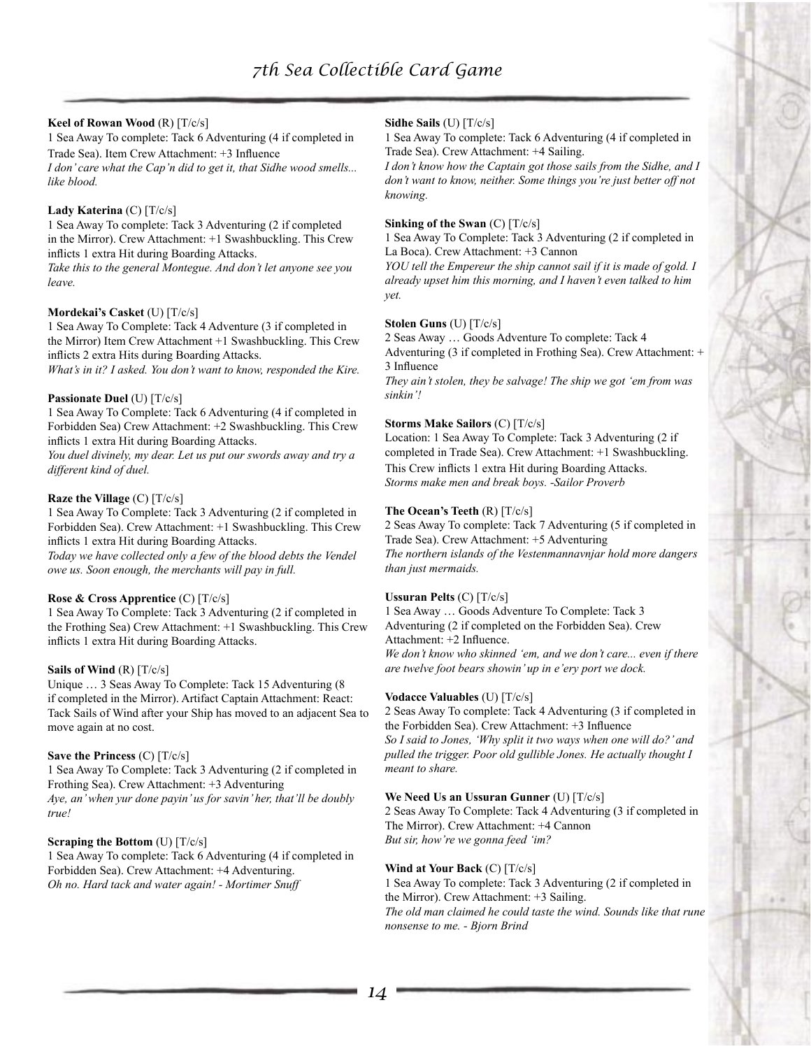**Keel of Rowan Wood** (R) [T/c/s]
1 Sea Away To complete: Tack 6 Adventuring (4 if completed in Trade Sea). Item Crew Attachment: +3 Influence
*I don' care what the Cap'n did to get it, that Sidhe wood smells... like blood.*

**Lady Katerina** (C) [T/c/s]
1 Sea Away To complete: Tack 3 Adventuring (2 if completed in the Mirror). Crew Attachment: +1 Swashbuckling. This Crew inflicts 1 extra Hit during Boarding Attacks.
*Take this to the general Montegue. And don't let anyone see you leave.*

**Mordekai's Casket** (U) [T/c/s]
1 Sea Away To Complete: Tack 4 Adventure (3 if completed in the Mirror) Item Crew Attachment +1 Swashbuckling. This Crew inflicts 2 extra Hits during Boarding Attacks.
*What's in it? I asked. You don't want to know, responded the Kire.*

**Passionate Duel** (U) [T/c/s]
1 Sea Away To Complete: Tack 6 Adventuring (4 if completed in Forbidden Sea) Crew Attachment: +2 Swashbuckling. This Crew inflicts 1 extra Hit during Boarding Attacks.
*You duel divinely, my dear. Let us put our swords away and try a different kind of duel.*

**Raze the Village** (C) [T/c/s]
1 Sea Away To Complete: Tack 3 Adventuring (2 if completed in Forbidden Sea). Crew Attachment: +1 Swashbuckling. This Crew inflicts 1 extra Hit during Boarding Attacks.
*Today we have collected only a few of the blood debts the Vendel owe us. Soon enough, the merchants will pay in full.*

**Rose & Cross Apprentice** (C) [T/c/s]
1 Sea Away To Complete: Tack 3 Adventuring (2 if completed in the Frothing Sea) Crew Attachment: +1 Swashbuckling. This Crew inflicts 1 extra Hit during Boarding Attacks.

**Sails of Wind** (R) [T/c/s]
Unique … 3 Seas Away To Complete: Tack 15 Adventuring (8 if completed in the Mirror). Artifact Captain Attachment: React: Tack Sails of Wind after your Ship has moved to an adjacent Sea to move again at no cost.

**Save the Princess** (C) [T/c/s]
1 Sea Away To Complete: Tack 3 Adventuring (2 if completed in Frothing Sea). Crew Attachment: +3 Adventuring
*Aye, an' when yur done payin' us for savin' her, that'll be doubly true!*

**Scraping the Bottom** (U) [T/c/s]
1 Sea Away To complete: Tack 6 Adventuring (4 if completed in Forbidden Sea). Crew Attachment: +4 Adventuring.
*Oh no. Hard tack and water again! - Mortimer Snuff*

**Sidhe Sails** (U) [T/c/s]
1 Sea Away To complete: Tack 6 Adventuring (4 if completed in Trade Sea). Crew Attachment: +4 Sailing.
*I don't know how the Captain got those sails from the Sidhe, and I don't want to know, neither. Some things you're just better off not knowing.*

**Sinking of the Swan** (C) [T/c/s]
1 Sea Away To Complete: Tack 3 Adventuring (2 if completed in La Boca). Crew Attachment: +3 Cannon
*YOU tell the Empereur the ship cannot sail if it is made of gold. I already upset him this morning, and I haven't even talked to him yet.*

**Stolen Guns** (U) [T/c/s]
2 Seas Away … Goods Adventure To complete: Tack 4 Adventuring (3 if completed in Frothing Sea). Crew Attachment: + 3 Influence
*They ain't stolen, they be salvage! The ship we got 'em from was sinkin'!*

**Storms Make Sailors** (C) [T/c/s]
Location: 1 Sea Away To Complete: Tack 3 Adventuring (2 if completed in Trade Sea). Crew Attachment: +1 Swashbuckling. This Crew inflicts 1 extra Hit during Boarding Attacks.
*Storms make men and break boys. -Sailor Proverb*

**The Ocean's Teeth** (R) [T/c/s]
2 Seas Away To complete: Tack 7 Adventuring (5 if completed in Trade Sea). Crew Attachment: +5 Adventuring
*The northern islands of the Vestenmannavnjar hold more dangers than just mermaids.*

**Ussuran Pelts** (C) [T/c/s]
1 Sea Away … Goods Adventure To Complete: Tack 3 Adventuring (2 if completed on the Forbidden Sea). Crew Attachment: +2 Influence.
*We don't know who skinned 'em, and we don't care... even if there are twelve foot bears showin' up in e'ery port we dock.*

**Vodacce Valuables** (U) [T/c/s]
2 Seas Away To complete: Tack 4 Adventuring (3 if completed in the Forbidden Sea). Crew Attachment: +3 Influence
*So I said to Jones, 'Why split it two ways when one will do?' and pulled the trigger. Poor old gullible Jones. He actually thought I meant to share.*

**We Need Us an Ussuran Gunner** (U) [T/c/s]
2 Seas Away To Complete: Tack 4 Adventuring (3 if completed in The Mirror). Crew Attachment: +4 Cannon
*But sir, how're we gonna feed 'im?*

**Wind at Your Back** (C) [T/c/s]
1 Sea Away To complete: Tack 3 Adventuring (2 if completed in the Mirror). Crew Attachment: +3 Sailing.
*The old man claimed he could taste the wind. Sounds like that rune nonsense to me. - Bjorn Brind*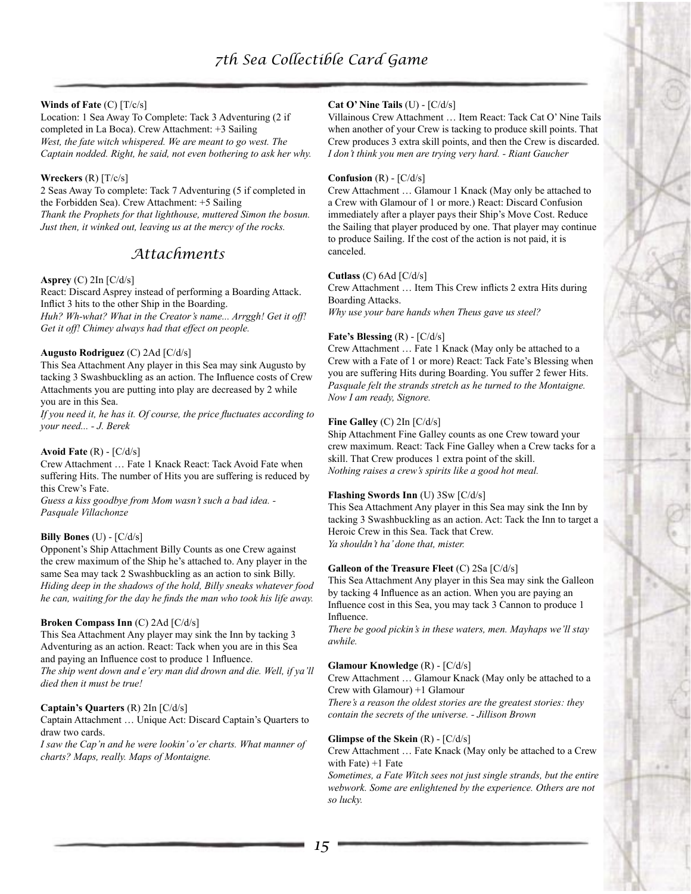**Winds of Fate** (C) [T/c/s]
Location: 1 Sea Away To Complete: Tack 3 Adventuring (2 if completed in La Boca). Crew Attachment: +3 Sailing
*West, the fate witch whispered. We are meant to go west. The Captain nodded. Right, he said, not even bothering to ask her why.*

**Wreckers** (R) [T/c/s]
2 Seas Away To complete: Tack 7 Adventuring (5 if completed in the Forbidden Sea). Crew Attachment: +5 Sailing
*Thank the Prophets for that lighthouse, muttered Simon the bosun. Just then, it winked out, leaving us at the mercy of the rocks.*

## Attachments

**Asprey** (C) 2In [C/d/s]
React: Discard Asprey instead of performing a Boarding Attack. Inflict 3 hits to the other Ship in the Boarding.
*Huh? Wh-what? What in the Creator's name... Arrggh! Get it off! Get it off! Chimey always had that effect on people.*

**Augusto Rodriguez** (C) 2Ad [C/d/s]
This Sea Attachment Any player in this Sea may sink Augusto by tacking 3 Swashbuckling as an action. The Influence costs of Crew Attachments you are putting into play are decreased by 2 while you are in this Sea.
*If you need it, he has it. Of course, the price fluctuates according to your need... - J. Berek*

**Avoid Fate** (R) - [C/d/s]
Crew Attachment … Fate 1 Knack React: Tack Avoid Fate when suffering Hits. The number of Hits you are suffering is reduced by this Crew's Fate.
*Guess a kiss goodbye from Mom wasn't such a bad idea. - Pasquale Villachonze*

**Billy Bones** (U) - [C/d/s]
Opponent's Ship Attachment Billy Counts as one Crew against the crew maximum of the Ship he's attached to. Any player in the same Sea may tack 2 Swashbuckling as an action to sink Billy.
*Hiding deep in the shadows of the hold, Billy sneaks whatever food he can, waiting for the day he finds the man who took his life away.*

**Broken Compass Inn** (C) 2Ad [C/d/s]
This Sea Attachment Any player may sink the Inn by tacking 3 Adventuring as an action. React: Tack when you are in this Sea and paying an Influence cost to produce 1 Influence.
*The ship went down and e'ery man did drown and die. Well, if ya'll died then it must be true!*

**Captain's Quarters** (R) 2In [C/d/s]
Captain Attachment … Unique Act: Discard Captain's Quarters to draw two cards.
*I saw the Cap'n and he were lookin' o'er charts. What manner of charts? Maps, really. Maps of Montaigne.*

**Cat O' Nine Tails** (U) - [C/d/s]
Villainous Crew Attachment … Item React: Tack Cat O' Nine Tails when another of your Crew is tacking to produce skill points. That Crew produces 3 extra skill points, and then the Crew is discarded.
*I don't think you men are trying very hard. - Riant Gaucher*

**Confusion** (R) - [C/d/s]
Crew Attachment … Glamour 1 Knack (May only be attached to a Crew with Glamour of 1 or more.) React: Discard Confusion immediately after a player pays their Ship's Move Cost. Reduce the Sailing that player produced by one. That player may continue to produce Sailing. If the cost of the action is not paid, it is canceled.

**Cutlass** (C) 6Ad [C/d/s]
Crew Attachment … Item This Crew inflicts 2 extra Hits during Boarding Attacks.
*Why use your bare hands when Theus gave us steel?*

**Fate's Blessing** (R) - [C/d/s]
Crew Attachment … Fate 1 Knack (May only be attached to a Crew with a Fate of 1 or more) React: Tack Fate's Blessing when you are suffering Hits during Boarding. You suffer 2 fewer Hits.
*Pasquale felt the strands stretch as he turned to the Montaigne. Now I am ready, Signore.*

**Fine Galley** (C) 2In [C/d/s]
Ship Attachment Fine Galley counts as one Crew toward your crew maximum. React: Tack Fine Galley when a Crew tacks for a skill. That Crew produces 1 extra point of the skill.
*Nothing raises a crew's spirits like a good hot meal.*

**Flashing Swords Inn** (U) 3Sw [C/d/s]
This Sea Attachment Any player in this Sea may sink the Inn by tacking 3 Swashbuckling as an action. Act: Tack the Inn to target a Heroic Crew in this Sea. Tack that Crew.
*Ya shouldn't ha' done that, mister.*

**Galleon of the Treasure Fleet** (C) 2Sa [C/d/s]
This Sea Attachment Any player in this Sea may sink the Galleon by tacking 4 Influence as an action. When you are paying an Influence cost in this Sea, you may tack 3 Cannon to produce 1 Influence.
*There be good pickin's in these waters, men. Mayhaps we'll stay awhile.*

**Glamour Knowledge** (R) - [C/d/s]
Crew Attachment … Glamour Knack (May only be attached to a Crew with Glamour) +1 Glamour
*There's a reason the oldest stories are the greatest stories: they contain the secrets of the universe. - Jillison Brown*

**Glimpse of the Skein** (R) - [C/d/s]
Crew Attachment … Fate Knack (May only be attached to a Crew with Fate) +1 Fate
*Sometimes, a Fate Witch sees not just single strands, but the entire webwork. Some are enlightened by the experience. Others are not so lucky.*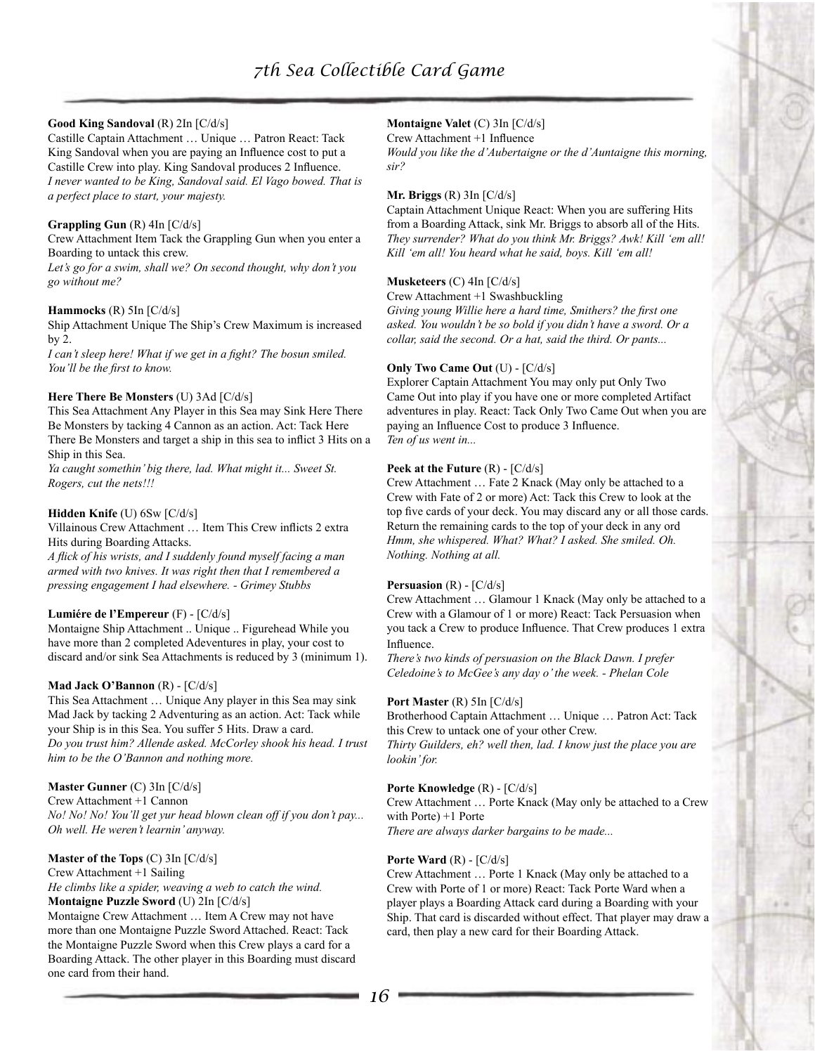**Good King Sandoval** (R) 2In [C/d/s]
Castille Captain Attachment … Unique … Patron React: Tack King Sandoval when you are paying an Influence cost to put a Castille Crew into play. King Sandoval produces 2 Influence.
*I never wanted to be King, Sandoval said. El Vago bowed. That is a perfect place to start, your majesty.*

**Grappling Gun** (R) 4In [C/d/s]
Crew Attachment Item Tack the Grappling Gun when you enter a Boarding to untack this crew.
*Let's go for a swim, shall we? On second thought, why don't you go without me?*

**Hammocks** (R) 5In [C/d/s]
Ship Attachment Unique The Ship's Crew Maximum is increased by 2.
*I can't sleep here! What if we get in a fight? The bosun smiled. You'll be the first to know.*

**Here There Be Monsters** (U) 3Ad [C/d/s]
This Sea Attachment Any Player in this Sea may Sink Here There Be Monsters by tacking 4 Cannon as an action. Act: Tack Here There Be Monsters and target a ship in this sea to inflict 3 Hits on a Ship in this Sea.
*Ya caught somethin' big there, lad. What might it... Sweet St. Rogers, cut the nets!!!*

**Hidden Knife** (U) 6Sw [C/d/s]
Villainous Crew Attachment … Item This Crew inflicts 2 extra Hits during Boarding Attacks.
*A flick of his wrists, and I suddenly found myself facing a man armed with two knives. It was right then that I remembered a pressing engagement I had elsewhere. - Grimey Stubbs*

**Lumiére de l'Empereur** (F) - [C/d/s]
Montaigne Ship Attachment .. Unique .. Figurehead While you have more than 2 completed Adeventures in play, your cost to discard and/or sink Sea Attachments is reduced by 3 (minimum 1).

**Mad Jack O'Bannon** (R) - [C/d/s]
This Sea Attachment … Unique Any player in this Sea may sink Mad Jack by tacking 2 Adventuring as an action. Act: Tack while your Ship is in this Sea. You suffer 5 Hits. Draw a card.
*Do you trust him? Allende asked. McCorley shook his head. I trust him to be the O'Bannon and nothing more.*

**Master Gunner** (C) 3In [C/d/s]
Crew Attachment +1 Cannon
*No! No! No! You'll get yur head blown clean off if you don't pay... Oh well. He weren't learnin' anyway.*

**Master of the Tops** (C) 3In [C/d/s]
Crew Attachment +1 Sailing
*He climbs like a spider, weaving a web to catch the wind.*

**Montaigne Puzzle Sword** (U) 2In [C/d/s]
Montaigne Crew Attachment … Item A Crew may not have more than one Montaigne Puzzle Sword Attached. React: Tack the Montaigne Puzzle Sword when this Crew plays a card for a Boarding Attack. The other player in this Boarding must discard one card from their hand.

**Montaigne Valet** (C) 3In [C/d/s]
Crew Attachment +1 Influence
*Would you like the d'Aubertaigne or the d'Auntaigne this morning, sir?*

**Mr. Briggs** (R) 3In [C/d/s]
Captain Attachment Unique React: When you are suffering Hits from a Boarding Attack, sink Mr. Briggs to absorb all of the Hits.
*They surrender? What do you think Mr. Briggs? Awk! Kill 'em all! Kill 'em all! You heard what he said, boys. Kill 'em all!*

**Musketeers** (C) 4In [C/d/s]
Crew Attachment +1 Swashbuckling
*Giving young Willie here a hard time, Smithers? the first one asked. You wouldn't be so bold if you didn't have a sword. Or a collar, said the second. Or a hat, said the third. Or pants...*

**Only Two Came Out** (U) - [C/d/s]
Explorer Captain Attachment You may only put Only Two Came Out into play if you have one or more completed Artifact adventures in play. React: Tack Only Two Came Out when you are paying an Influence Cost to produce 3 Influence.
*Ten of us went in...*

**Peek at the Future** (R) - [C/d/s]
Crew Attachment … Fate 2 Knack (May only be attached to a Crew with Fate of 2 or more) Act: Tack this Crew to look at the top five cards of your deck. You may discard any or all those cards. Return the remaining cards to the top of your deck in any ord
*Hmm, she whispered. What? What? I asked. She smiled. Oh. Nothing. Nothing at all.*

**Persuasion** (R) - [C/d/s]
Crew Attachment … Glamour 1 Knack (May only be attached to a Crew with a Glamour of 1 or more) React: Tack Persuasion when you tack a Crew to produce Influence. That Crew produces 1 extra Influence.
*There's two kinds of persuasion on the Black Dawn. I prefer Celedoine's to McGee's any day o' the week. - Phelan Cole*

**Port Master** (R) 5In [C/d/s]
Brotherhood Captain Attachment … Unique … Patron Act: Tack this Crew to untack one of your other Crew.
*Thirty Guilders, eh? well then, lad. I know just the place you are lookin' for.*

**Porte Knowledge** (R) - [C/d/s]
Crew Attachment … Porte Knack (May only be attached to a Crew with Porte) +1 Porte
*There are always darker bargains to be made...*

**Porte Ward** (R) - [C/d/s]
Crew Attachment … Porte 1 Knack (May only be attached to a Crew with Porte of 1 or more) React: Tack Porte Ward when a player plays a Boarding Attack card during a Boarding with your Ship. That card is discarded without effect. That player may draw a card, then play a new card for their Boarding Attack.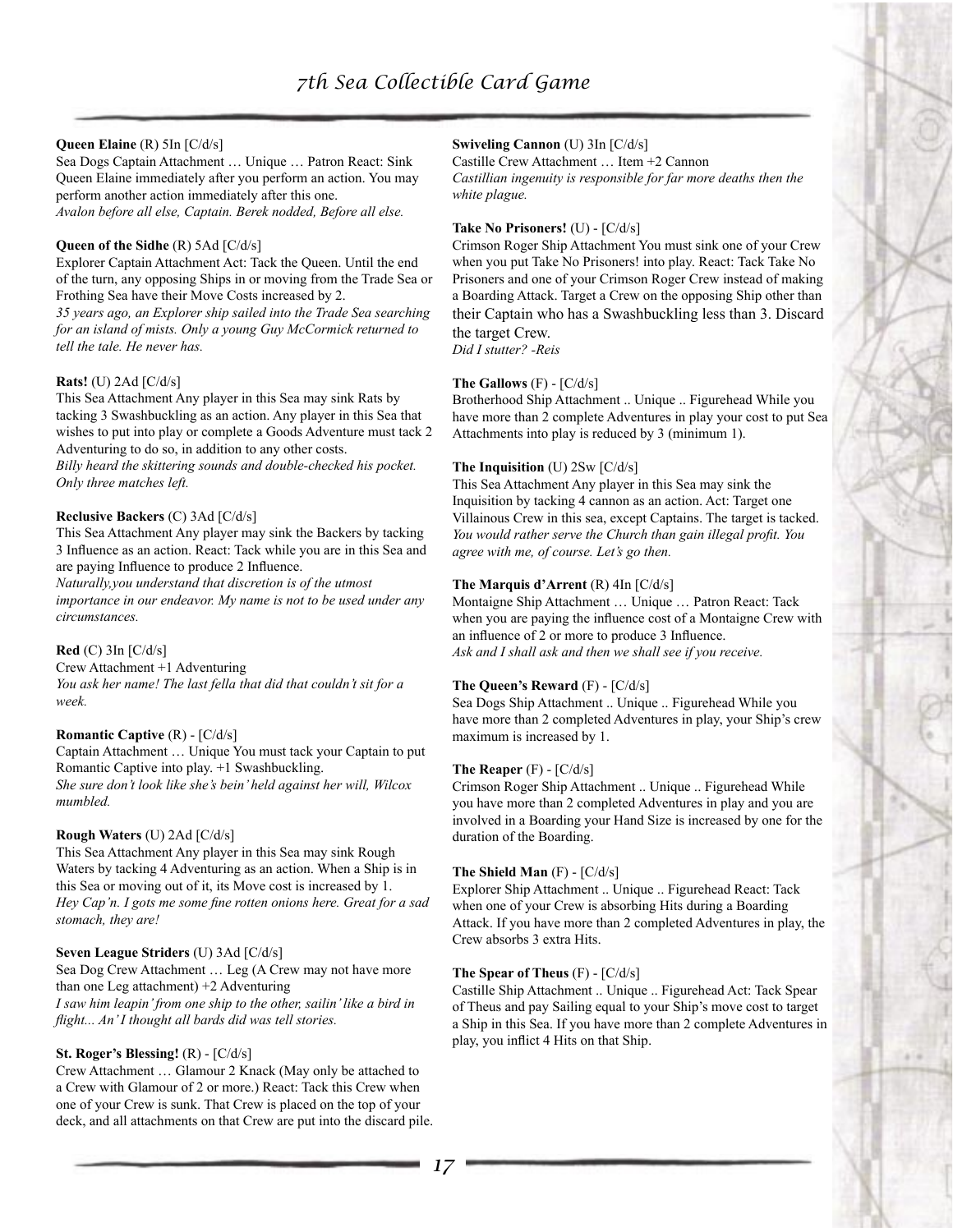**Queen Elaine** (R) 5In [C/d/s]
Sea Dogs Captain Attachment … Unique … Patron React: Sink Queen Elaine immediately after you perform an action. You may perform another action immediately after this one.
*Avalon before all else, Captain. Berek nodded, Before all else.*

**Queen of the Sidhe** (R) 5Ad [C/d/s]
Explorer Captain Attachment Act: Tack the Queen. Until the end of the turn, any opposing Ships in or moving from the Trade Sea or Frothing Sea have their Move Costs increased by 2.
*35 years ago, an Explorer ship sailed into the Trade Sea searching for an island of mists. Only a young Guy McCormick returned to tell the tale. He never has.*

**Rats!** (U) 2Ad [C/d/s]
This Sea Attachment Any player in this Sea may sink Rats by tacking 3 Swashbuckling as an action. Any player in this Sea that wishes to put into play or complete a Goods Adventure must tack 2 Adventuring to do so, in addition to any other costs.
*Billy heard the skittering sounds and double-checked his pocket. Only three matches left.*

**Reclusive Backers** (C) 3Ad [C/d/s]
This Sea Attachment Any player may sink the Backers by tacking 3 Influence as an action. React: Tack while you are in this Sea and are paying Influence to produce 2 Influence.
*Naturally,you understand that discretion is of the utmost importance in our endeavor. My name is not to be used under any circumstances.*

**Red** (C) 3In [C/d/s]
Crew Attachment +1 Adventuring
*You ask her name! The last fella that did that couldn't sit for a week.*

**Romantic Captive** (R) - [C/d/s]
Captain Attachment … Unique You must tack your Captain to put Romantic Captive into play. +1 Swashbuckling.
*She sure don't look like she's bein' held against her will, Wilcox mumbled.*

**Rough Waters** (U) 2Ad [C/d/s]
This Sea Attachment Any player in this Sea may sink Rough Waters by tacking 4 Adventuring as an action. When a Ship is in this Sea or moving out of it, its Move cost is increased by 1.
*Hey Cap'n. I gots me some fine rotten onions here. Great for a sad stomach, they are!*

**Seven League Striders** (U) 3Ad [C/d/s]
Sea Dog Crew Attachment … Leg (A Crew may not have more than one Leg attachment) +2 Adventuring
*I saw him leapin' from one ship to the other, sailin' like a bird in flight... An' I thought all bards did was tell stories.*

**St. Roger's Blessing!** (R) - [C/d/s]
Crew Attachment … Glamour 2 Knack (May only be attached to a Crew with Glamour of 2 or more.) React: Tack this Crew when one of your Crew is sunk. That Crew is placed on the top of your deck, and all attachments on that Crew are put into the discard pile.

**Swiveling Cannon** (U) 3In [C/d/s]
Castille Crew Attachment … Item +2 Cannon
*Castillian ingenuity is responsible for far more deaths then the white plague.*

**Take No Prisoners!** (U) - [C/d/s]
Crimson Roger Ship Attachment You must sink one of your Crew when you put Take No Prisoners! into play. React: Tack Take No Prisoners and one of your Crimson Roger Crew instead of making a Boarding Attack. Target a Crew on the opposing Ship other than their Captain who has a Swashbuckling less than 3. Discard the target Crew.
*Did I stutter? -Reis*

**The Gallows** (F) - [C/d/s]
Brotherhood Ship Attachment .. Unique .. Figurehead While you have more than 2 complete Adventures in play your cost to put Sea Attachments into play is reduced by 3 (minimum 1).

**The Inquisition** (U) 2Sw [C/d/s]
This Sea Attachment Any player in this Sea may sink the Inquisition by tacking 4 cannon as an action. Act: Target one Villainous Crew in this sea, except Captains. The target is tacked.
*You would rather serve the Church than gain illegal profit. You agree with me, of course. Let's go then.*

**The Marquis d'Arrent** (R) 4In [C/d/s]
Montaigne Ship Attachment … Unique … Patron React: Tack when you are paying the influence cost of a Montaigne Crew with an influence of 2 or more to produce 3 Influence.
*Ask and I shall ask and then we shall see if you receive.*

**The Queen's Reward** (F) - [C/d/s]
Sea Dogs Ship Attachment .. Unique .. Figurehead While you have more than 2 completed Adventures in play, your Ship's crew maximum is increased by 1.

**The Reaper** (F) - [C/d/s]
Crimson Roger Ship Attachment .. Unique .. Figurehead While you have more than 2 completed Adventures in play and you are involved in a Boarding your Hand Size is increased by one for the duration of the Boarding.

**The Shield Man** (F) - [C/d/s]
Explorer Ship Attachment .. Unique .. Figurehead React: Tack when one of your Crew is absorbing Hits during a Boarding Attack. If you have more than 2 completed Adventures in play, the Crew absorbs 3 extra Hits.

**The Spear of Theus** (F) - [C/d/s]
Castille Ship Attachment .. Unique .. Figurehead Act: Tack Spear of Theus and pay Sailing equal to your Ship's move cost to target a Ship in this Sea. If you have more than 2 complete Adventures in play, you inflict 4 Hits on that Ship.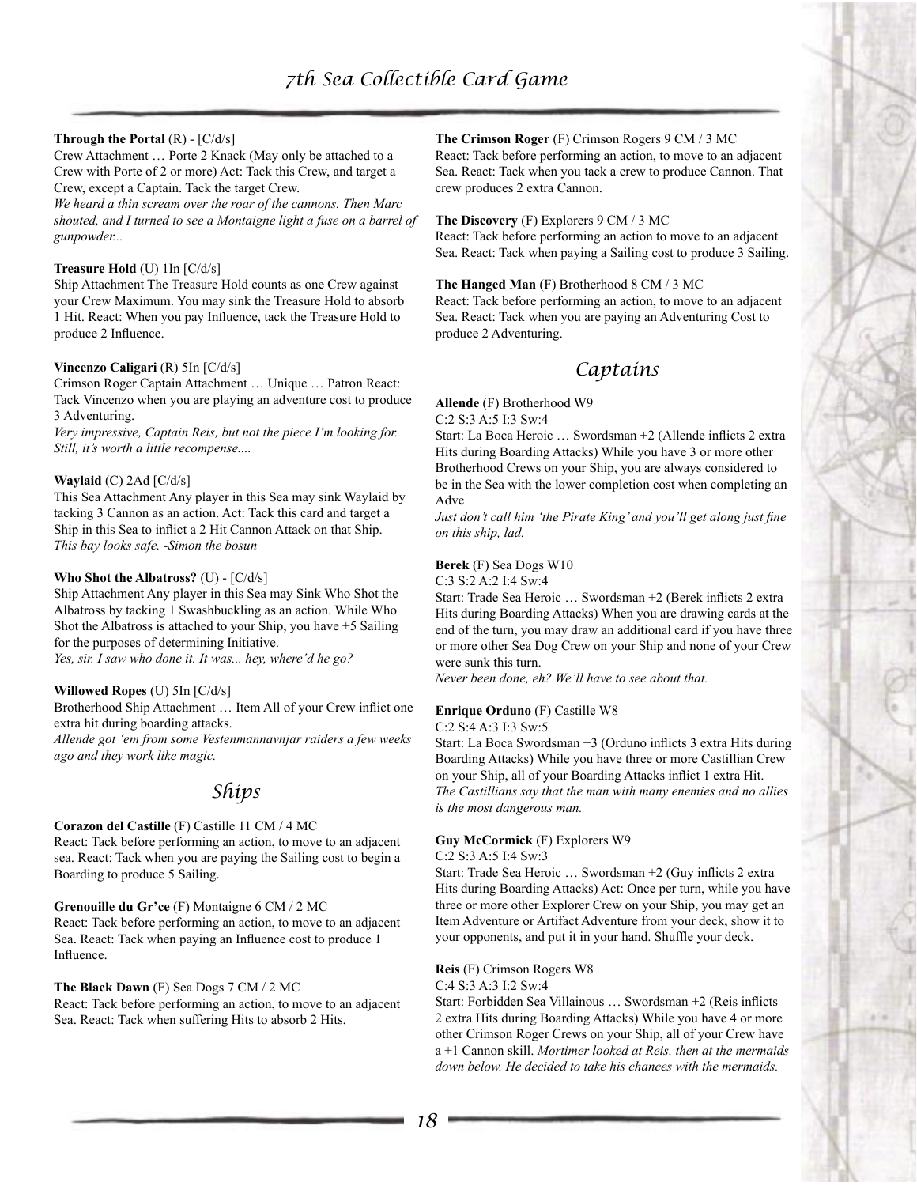**Through the Portal** (R) - [C/d/s]
Crew Attachment … Porte 2 Knack (May only be attached to a Crew with Porte of 2 or more) Act: Tack this Crew, and target a Crew, except a Captain. Tack the target Crew.
*We heard a thin scream over the roar of the cannons. Then Marc shouted, and I turned to see a Montaigne light a fuse on a barrel of gunpowder...*

**Treasure Hold** (U) 1In [C/d/s]
Ship Attachment The Treasure Hold counts as one Crew against your Crew Maximum. You may sink the Treasure Hold to absorb 1 Hit. React: When you pay Influence, tack the Treasure Hold to produce 2 Influence.

**Vincenzo Caligari** (R) 5In [C/d/s]
Crimson Roger Captain Attachment … Unique … Patron React: Tack Vincenzo when you are playing an adventure cost to produce 3 Adventuring.
*Very impressive, Captain Reis, but not the piece I'm looking for. Still, it's worth a little recompense....*

**Waylaid** (C) 2Ad [C/d/s]
This Sea Attachment Any player in this Sea may sink Waylaid by tacking 3 Cannon as an action. Act: Tack this card and target a Ship in this Sea to inflict a 2 Hit Cannon Attack on that Ship.
*This bay looks safe. -Simon the bosun*

**Who Shot the Albatross?** (U) - [C/d/s]
Ship Attachment Any player in this Sea may Sink Who Shot the Albatross by tacking 1 Swashbuckling as an action. While Who Shot the Albatross is attached to your Ship, you have +5 Sailing for the purposes of determining Initiative.
*Yes, sir. I saw who done it. It was... hey, where'd he go?*

**Willowed Ropes** (U) 5In [C/d/s]
Brotherhood Ship Attachment … Item All of your Crew inflict one extra hit during boarding attacks.
*Allende got 'em from some Vestenmannavnjar raiders a few weeks ago and they work like magic.*

## Ships

**Corazon del Castille** (F) Castille 11 CM / 4 MC
React: Tack before performing an action, to move to an adjacent sea. React: Tack when you are paying the Sailing cost to begin a Boarding to produce 5 Sailing.

**Grenouille du Gr'ce** (F) Montaigne 6 CM / 2 MC
React: Tack before performing an action, to move to an adjacent Sea. React: Tack when paying an Influence cost to produce 1 Influence.

**The Black Dawn** (F) Sea Dogs 7 CM / 2 MC
React: Tack before performing an action, to move to an adjacent Sea. React: Tack when suffering Hits to absorb 2 Hits.

**The Crimson Roger** (F) Crimson Rogers 9 CM / 3 MC
React: Tack before performing an action, to move to an adjacent Sea. React: Tack when you tack a crew to produce Cannon. That crew produces 2 extra Cannon.

**The Discovery** (F) Explorers 9 CM / 3 MC
React: Tack before performing an action to move to an adjacent Sea. React: Tack when paying a Sailing cost to produce 3 Sailing.

**The Hanged Man** (F) Brotherhood 8 CM / 3 MC
React: Tack before performing an action, to move to an adjacent Sea. React: Tack when you are paying an Adventuring Cost to produce 2 Adventuring.

## Captains

**Allende** (F) Brotherhood W9
C:2 S:3 A:5 I:3 Sw:4
Start: La Boca Heroic … Swordsman +2 (Allende inflicts 2 extra Hits during Boarding Attacks) While you have 3 or more other Brotherhood Crews on your Ship, you are always considered to be in the Sea with the lower completion cost when completing an Adve
*Just don't call him 'the Pirate King' and you'll get along just fine on this ship, lad.*

**Berek** (F) Sea Dogs W10
C:3 S:2 A:2 I:4 Sw:4
Start: Trade Sea Heroic … Swordsman +2 (Berek inflicts 2 extra Hits during Boarding Attacks) When you are drawing cards at the end of the turn, you may draw an additional card if you have three or more other Sea Dog Crew on your Ship and none of your Crew were sunk this turn.
*Never been done, eh? We'll have to see about that.*

**Enrique Orduno** (F) Castille W8
C:2 S:4 A:3 I:3 Sw:5
Start: La Boca Swordsman +3 (Orduno inflicts 3 extra Hits during Boarding Attacks) While you have three or more Castillian Crew on your Ship, all of your Boarding Attacks inflict 1 extra Hit.
*The Castillians say that the man with many enemies and no allies is the most dangerous man.*

**Guy McCormick** (F) Explorers W9
C:2 S:3 A:5 I:4 Sw:3
Start: Trade Sea Heroic … Swordsman +2 (Guy inflicts 2 extra Hits during Boarding Attacks) Act: Once per turn, while you have three or more other Explorer Crew on your Ship, you may get an Item Adventure or Artifact Adventure from your deck, show it to your opponents, and put it in your hand. Shuffle your deck.

**Reis** (F) Crimson Rogers W8
C:4 S:3 A:3 I:2 Sw:4
Start: Forbidden Sea Villainous … Swordsman +2 (Reis inflicts 2 extra Hits during Boarding Attacks) While you have 4 or more other Crimson Roger Crews on your Ship, all of your Crew have a +1 Cannon skill. *Mortimer looked at Reis, then at the mermaids down below. He decided to take his chances with the mermaids.*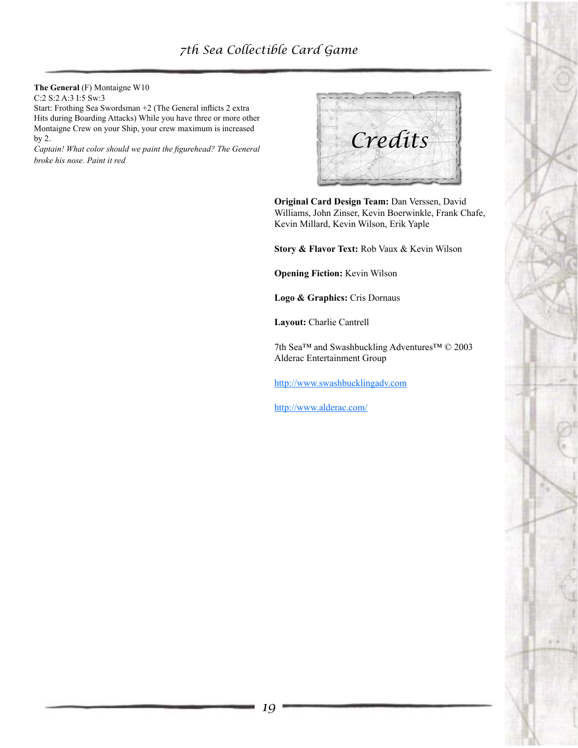**The General** (F) Montaigne W10
C:2 S:2 A:3 I:5 Sw:3
Start: Frothing Sea Swordsman +2 (The General inflicts 2 extra Hits during Boarding Attacks) While you have three or more other Montaigne Crew on your Ship, your crew maximum is increased by 2.
*Captain! What color should we paint the figurehead? The General broke his nose. Paint it red.*

# Credits

**Original Card Design Team:** Dan Verssen, David Williams, John Zinser, Kevin Boerwinkle, Frank Chafe, Kevin Millard, Kevin Wilson, Erik Yaple

**Story & Flavor Text:** Rob Vaux & Kevin Wilson

**Opening Fiction:** Kevin Wilson

**Logo & Graphics:** Cris Dornaus

**Layout:** Charlie Cantrell

7th Sea™ and Swashbuckling Adventures™ © 2003 Alderac Entertainment Group

http://www.swashbucklingadv.com

http://www.alderac.com/